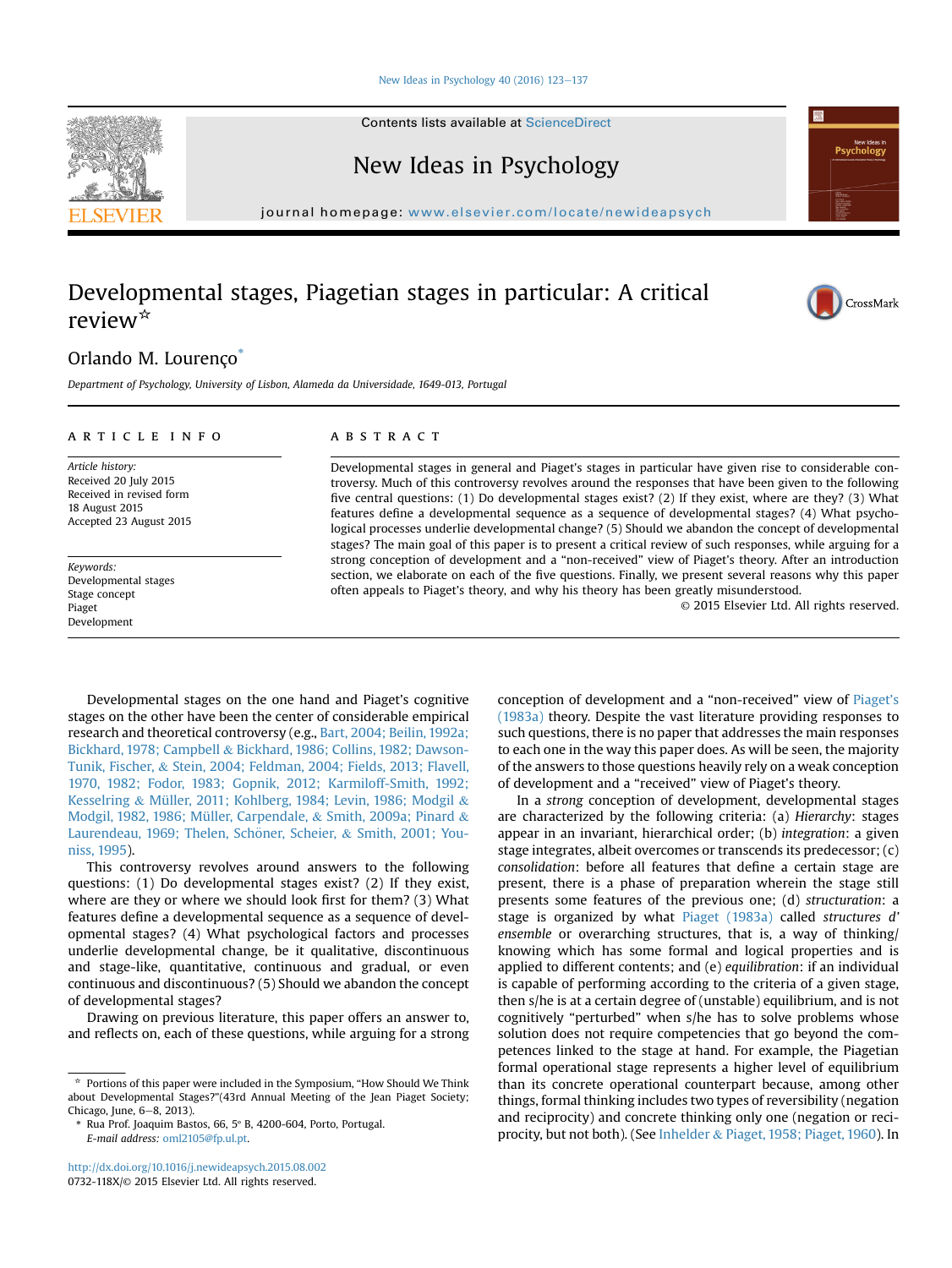# Developmental stages, Piagetian stages in particular: A critical review☆

Orlando M. Lourenço*

Department of Psychology, University of Lisbon, Alameda da Universidade, 1649-013, Portugal

## ARTICLE INFO

*Article history:*
Received 20 July 2015
Received in revised form
18 August 2015
Accepted 23 August 2015

*Keywords:*
Developmental stages
Stage concept
Piaget
Development

## ABSTRACT

Developmental stages in general and Piaget's stages in particular have given rise to considerable controversy. Much of this controversy revolves around the responses that have been given to the following five central questions: (1) Do developmental stages exist? (2) If they exist, where are they? (3) What features define a developmental sequence as a sequence of developmental stages? (4) What psychological processes underlie developmental change? (5) Should we abandon the concept of developmental stages? The main goal of this paper is to present a critical review of such responses, while arguing for a strong conception of development and a "non-received" view of Piaget's theory. After an introduction section, we elaborate on each of the five questions. Finally, we present several reasons why this paper often appeals to Piaget's theory, and why his theory has been greatly misunderstood.

© 2015 Elsevier Ltd. All rights reserved.

Developmental stages on the one hand and Piaget's cognitive stages on the other have been the center of considerable empirical research and theoretical controversy (e.g., Bart, 2004; Beilin, 1992a; Bickhard, 1978; Campbell & Bickhard, 1986; Collins, 1982; Dawson-Tunik, Fischer, & Stein, 2004; Feldman, 2004; Fields, 2013; Flavell, 1970, 1982; Fodor, 1983; Gopnik, 2012; Karmiloff-Smith, 1992; Kesselring & Müller, 2011; Kohlberg, 1984; Levin, 1986; Modgil & Modgil, 1982, 1986; Müller, Carpendale, & Smith, 2009a; Pinard & Laurendeau, 1969; Thelen, Schöner, Scheier, & Smith, 2001; Youniss, 1995).

This controversy revolves around answers to the following questions: (1) Do developmental stages exist? (2) If they exist, where are they or where we should look first for them? (3) What features define a developmental sequence as a sequence of developmental stages? (4) What psychological factors and processes underlie developmental change, be it qualitative, discontinuous and stage-like, quantitative, continuous and gradual, or even continuous and discontinuous? (5) Should we abandon the concept of developmental stages?

Drawing on previous literature, this paper offers an answer to, and reflects on, each of these questions, while arguing for a strong conception of development and a "non-received" view of Piaget's (1983a) theory. Despite the vast literature providing responses to such questions, there is no paper that addresses the main responses to each one in the way this paper does. As will be seen, the majority of the answers to those questions heavily rely on a weak conception of development and a "received" view of Piaget's theory.

In a *strong* conception of development, developmental stages are characterized by the following criteria: (a) *Hierarchy*: stages appear in an invariant, hierarchical order; (b) *integration*: a given stage integrates, albeit overcomes or transcends its predecessor; (c) *consolidation*: before all features that define a certain stage are present, there is a phase of preparation wherein the stage still presents some features of the previous one; (d) *structuration*: a stage is organized by what Piaget (1983a) called *structures d'ensemble* or overarching structures, that is, a way of thinking/knowing which has some formal and logical properties and is applied to different contents; and (e) *equilibration*: if an individual is capable of performing according to the criteria of a given stage, then s/he is at a certain degree of (unstable) equilibrium, and is not cognitively "perturbed" when s/he has to solve problems whose solution does not require competencies that go beyond the competences linked to the stage at hand. For example, the Piagetian formal operational stage represents a higher level of equilibrium than its concrete operational counterpart because, among other things, formal thinking includes two types of reversibility (negation and reciprocity) and concrete thinking only one (negation or reciprocity, but not both). (See Inhelder & Piaget, 1958; Piaget, 1960). In

---

☆ Portions of this paper were included in the Symposium, "How Should We Think about Developmental Stages?"(43rd Annual Meeting of the Jean Piaget Society; Chicago, June, 6–8, 2013).

* Rua Prof. Joaquim Bastos, 66, 5° B, 4200-604, Porto, Portugal.
*E-mail address:* oml2105@fp.ul.pt.

http://dx.doi.org/10.1016/j.newideapsych.2015.08.002
0732-118X/© 2015 Elsevier Ltd. All rights reserved.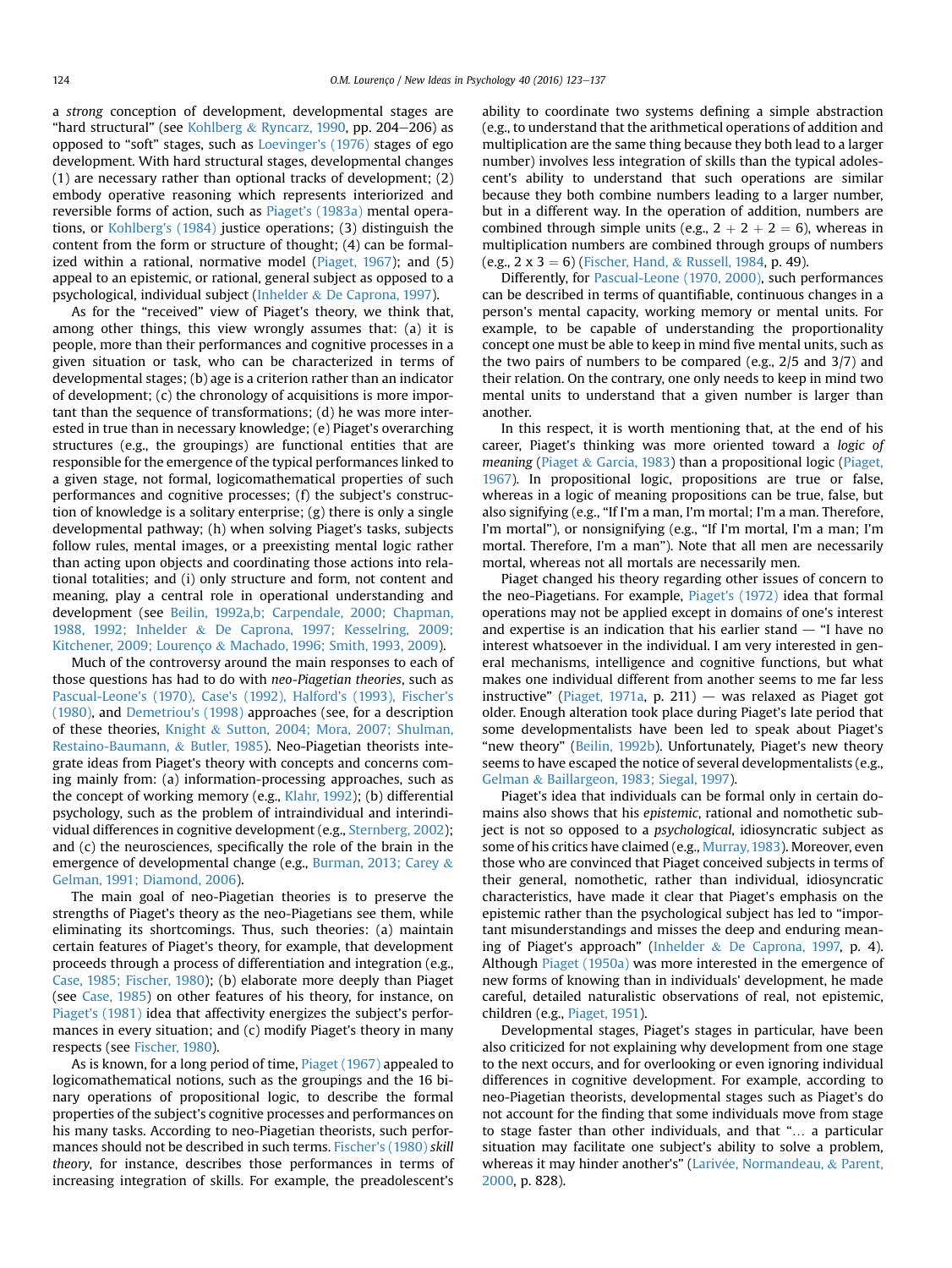a *strong* conception of development, developmental stages are "hard structural" (see Kohlberg & Ryncarz, 1990, pp. 204–206) as opposed to "soft" stages, such as Loevinger's (1976) stages of ego development. With hard structural stages, developmental changes (1) are necessary rather than optional tracks of development; (2) embody operative reasoning which represents interiorized and reversible forms of action, such as Piaget's (1983a) mental operations, or Kohlberg's (1984) justice operations; (3) distinguish the content from the form or structure of thought; (4) can be formalized within a rational, normative model (Piaget, 1967); and (5) appeal to an epistemic, or rational, general subject as opposed to a psychological, individual subject (Inhelder & De Caprona, 1997).

As for the "received" view of Piaget's theory, we think that, among other things, this view wrongly assumes that: (a) it is people, more than their performances and cognitive processes in a given situation or task, who can be characterized in terms of developmental stages; (b) age is a criterion rather than an indicator of development; (c) the chronology of acquisitions is more important than the sequence of transformations; (d) he was more interested in true than in necessary knowledge; (e) Piaget's overarching structures (e.g., the groupings) are functional entities that are responsible for the emergence of the typical performances linked to a given stage, not formal, logicomathematical properties of such performances and cognitive processes; (f) the subject's construction of knowledge is a solitary enterprise; (g) there is only a single developmental pathway; (h) when solving Piaget's tasks, subjects follow rules, mental images, or a preexisting mental logic rather than acting upon objects and coordinating those actions into relational totalities; and (i) only structure and form, not content and meaning, play a central role in operational understanding and development (see Beilin, 1992a,b; Carpendale, 2000; Chapman, 1988, 1992; Inhelder & De Caprona, 1997; Kesselring, 2009; Kitchener, 2009; Lourenço & Machado, 1996; Smith, 1993, 2009).

Much of the controversy around the main responses to each of those questions has had to do with *neo-Piagetian theories*, such as Pascual-Leone's (1970), Case's (1992), Halford's (1993), Fischer's (1980), and Demetriou's (1998) approaches (see, for a description of these theories, Knight & Sutton, 2004; Mora, 2007; Shulman, Restaino-Baumann, & Butler, 1985). Neo-Piagetian theorists integrate ideas from Piaget's theory with concepts and concerns coming mainly from: (a) information-processing approaches, such as the concept of working memory (e.g., Klahr, 1992); (b) differential psychology, such as the problem of intraindividual and interindividual differences in cognitive development (e.g., Sternberg, 2002); and (c) the neurosciences, specifically the role of the brain in the emergence of developmental change (e.g., Burman, 2013; Carey & Gelman, 1991; Diamond, 2006).

The main goal of neo-Piagetian theories is to preserve the strengths of Piaget's theory as the neo-Piagetians see them, while eliminating its shortcomings. Thus, such theories: (a) maintain certain features of Piaget's theory, for example, that development proceeds through a process of differentiation and integration (e.g., Case, 1985; Fischer, 1980); (b) elaborate more deeply than Piaget (see Case, 1985) on other features of his theory, for instance, on Piaget's (1981) idea that affectivity energizes the subject's performances in every situation; and (c) modify Piaget's theory in many respects (see Fischer, 1980).

As is known, for a long period of time, Piaget (1967) appealed to logicomathematical notions, such as the groupings and the 16 binary operations of propositional logic, to describe the formal properties of the subject's cognitive processes and performances on his many tasks. According to neo-Piagetian theorists, such performances should not be described in such terms. Fischer's (1980) *skill theory*, for instance, describes those performances in terms of increasing integration of skills. For example, the preadolescent's ability to coordinate two systems defining a simple abstraction (e.g., to understand that the arithmetical operations of addition and multiplication are the same thing because they both lead to a larger number) involves less integration of skills than the typical adolescent's ability to understand that such operations are similar because they both combine numbers leading to a larger number, but in a different way. In the operation of addition, numbers are combined through simple units (e.g., $2 + 2 + 2 = 6$), whereas in multiplication numbers are combined through groups of numbers (e.g., $2 \times 3 = 6$) (Fischer, Hand, & Russell, 1984, p. 49).

Differently, for Pascual-Leone (1970, 2000), such performances can be described in terms of quantifiable, continuous changes in a person's mental capacity, working memory or mental units. For example, to be capable of understanding the proportionality concept one must be able to keep in mind five mental units, such as the two pairs of numbers to be compared (e.g., 2/5 and 3/7) and their relation. On the contrary, one only needs to keep in mind two mental units to understand that a given number is larger than another.

In this respect, it is worth mentioning that, at the end of his career, Piaget's thinking was more oriented toward a *logic of meaning* (Piaget & Garcia, 1983) than a propositional logic (Piaget, 1967). In propositional logic, propositions are true or false, whereas in a logic of meaning propositions can be true, false, but also signifying (e.g., "If I'm a man, I'm mortal; I'm a man. Therefore, I'm mortal"), or nonsignifying (e.g., "If I'm mortal, I'm a man; I'm mortal. Therefore, I'm a man"). Note that all men are necessarily mortal, whereas not all mortals are necessarily men.

Piaget changed his theory regarding other issues of concern to the neo-Piagetians. For example, Piaget's (1972) idea that formal operations may not be applied except in domains of one's interest and expertise is an indication that his earlier stand — "I have no interest whatsoever in the individual. I am very interested in general mechanisms, intelligence and cognitive functions, but what makes one individual different from another seems to me far less instructive" (Piaget, 1971a, p. 211) — was relaxed as Piaget got older. Enough alteration took place during Piaget's late period that some developmentalists have been led to speak about Piaget's "new theory" (Beilin, 1992b). Unfortunately, Piaget's new theory seems to have escaped the notice of several developmentalists (e.g., Gelman & Baillargeon, 1983; Siegal, 1997).

Piaget's idea that individuals can be formal only in certain domains also shows that his *epistemic*, rational and nomothetic subject is not so opposed to a *psychological*, idiosyncratic subject as some of his critics have claimed (e.g., Murray, 1983). Moreover, even those who are convinced that Piaget conceived subjects in terms of their general, nomothetic, rather than individual, idiosyncratic characteristics, have made it clear that Piaget's emphasis on the epistemic rather than the psychological subject has led to "important misunderstandings and misses the deep and enduring meaning of Piaget's approach" (Inhelder & De Caprona, 1997, p. 4). Although Piaget (1950a) was more interested in the emergence of new forms of knowing than in individuals' development, he made careful, detailed naturalistic observations of real, not epistemic, children (e.g., Piaget, 1951).

Developmental stages, Piaget's stages in particular, have been also criticized for not explaining why development from one stage to the next occurs, and for overlooking or even ignoring individual differences in cognitive development. For example, according to neo-Piagetian theorists, developmental stages such as Piaget's do not account for the finding that some individuals move from stage to stage faster than other individuals, and that "… a particular situation may facilitate one subject's ability to solve a problem, whereas it may hinder another's" (Larivée, Normandeau, & Parent, 2000, p. 828).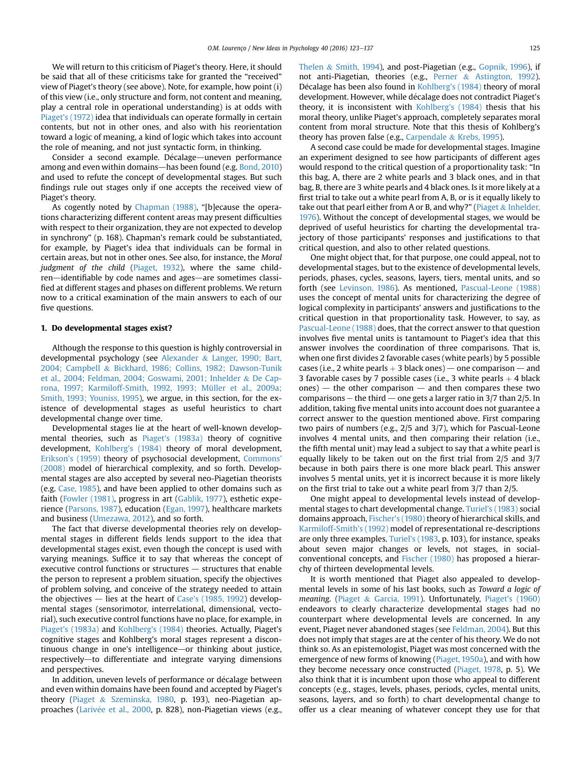We will return to this criticism of Piaget's theory. Here, it should be said that all of these criticisms take for granted the "received" view of Piaget's theory (see above). Note, for example, how point (i) of this view (i.e., only structure and form, not content and meaning, play a central role in operational understanding) is at odds with Piaget's (1972) idea that individuals can operate formally in certain contents, but not in other ones, and also with his reorientation toward a logic of meaning, a kind of logic which takes into account the role of meaning, and not just syntactic form, in thinking.

Consider a second example. Décalage—uneven performance among and even within domains—has been found (e.g. Bond, 2010) and used to refute the concept of developmental stages. But such findings rule out stages only if one accepts the received view of Piaget's theory.

As cogently noted by Chapman (1988), "[b]ecause the operations characterizing different content areas may present difficulties with respect to their organization, they are not expected to develop in synchrony" (p. 168). Chapman's remark could be substantiated, for example, by Piaget's idea that individuals can be formal in certain areas, but not in other ones. See also, for instance, the *Moral judgment of the child* (Piaget, 1932), where the same children—identifiable by code names and ages—are sometimes classified at different stages and phases on different problems. We return now to a critical examination of the main answers to each of our five questions.

## 1. Do developmental stages exist?

Although the response to this question is highly controversial in developmental psychology (see Alexander & Langer, 1990; Bart, 2004; Campbell & Bickhard, 1986; Collins, 1982; Dawson-Tunik et al., 2004; Feldman, 2004; Goswami, 2001; Inhelder & De Caprona, 1997; Karmiloff-Smith, 1992, 1993; Müller et al., 2009a; Smith, 1993; Youniss, 1995), we argue, in this section, for the existence of developmental stages as useful heuristics to chart developmental change over time.

Developmental stages lie at the heart of well-known developmental theories, such as Piaget's (1983a) theory of cognitive development, Kohlberg's (1984) theory of moral development, Erikson's (1959) theory of psychosocial development, Commons' (2008) model of hierarchical complexity, and so forth. Developmental stages are also accepted by several neo-Piagetian theorists (e.g. Case, 1985), and have been applied to other domains such as faith (Fowler (1981), progress in art (Gablik, 1977), esthetic experience (Parsons, 1987), education (Egan, 1997), healthcare markets and business (Umezawa, 2012), and so forth.

The fact that diverse developmental theories rely on developmental stages in different fields lends support to the idea that developmental stages exist, even though the concept is used with varying meanings. Suffice it to say that whereas the concept of executive control functions or structures — structures that enable the person to represent a problem situation, specify the objectives of problem solving, and conceive of the strategy needed to attain the objectives — lies at the heart of Case's (1985, 1992) developmental stages (sensorimotor, interrelational, dimensional, vectorial), such executive control functions have no place, for example, in Piaget's (1983a) and Kohlberg's (1984) theories. Actually, Piaget's cognitive stages and Kohlberg's moral stages represent a discontinuous change in one's intelligence—or thinking about justice, respectively—to differentiate and integrate varying dimensions and perspectives.

In addition, uneven levels of performance or décalage between and even within domains have been found and accepted by Piaget's theory (Piaget & Szeminska, 1980, p. 193), neo-Piagetian approaches (Larivée et al., 2000, p. 828), non-Piagetian views (e.g., Thelen & Smith, 1994), and post-Piagetian (e.g., Gopnik, 1996), if not anti-Piagetian, theories (e.g., Perner & Astington, 1992). Décalage has been also found in Kohlberg's (1984) theory of moral development. However, while décalage does not contradict Piaget's theory, it is inconsistent with Kohlberg's (1984) thesis that his moral theory, unlike Piaget's approach, completely separates moral content from moral structure. Note that this thesis of Kohlberg's theory has proven false (e.g., Carpendale & Krebs, 1995).

A second case could be made for developmental stages. Imagine an experiment designed to see how participants of different ages would respond to the critical question of a proportionality task: "In this bag, A, there are 2 white pearls and 3 black ones, and in that bag, B, there are 3 white pearls and 4 black ones. Is it more likely at a first trial to take out a white pearl from A, B, or is it equally likely to take out that pearl either from A or B, and why?" (Piaget & Inhelder, 1976). Without the concept of developmental stages, we would be deprived of useful heuristics for charting the developmental trajectory of those participants' responses and justifications to that critical question, and also to other related questions.

One might object that, for that purpose, one could appeal, not to developmental stages, but to the existence of developmental levels, periods, phases, cycles, seasons, layers, tiers, mental units, and so forth (see Levinson, 1986). As mentioned, Pascual-Leone (1988) uses the concept of mental units for characterizing the degree of logical complexity in participants' answers and justifications to the critical question in that proportionality task. However, to say, as Pascual-Leone (1988) does, that the correct answer to that question involves five mental units is tantamount to Piaget's idea that this answer involves the coordination of three comparisons. That is, when one first divides 2 favorable cases (white pearls) by 5 possible cases (i.e., 2 white pearls + 3 black ones) — one comparison — and 3 favorable cases by 7 possible cases (i.e., 3 white pearls + 4 black ones) — the other comparison — and then compares these two comparisons — the third — one gets a larger ratio in 3/7 than 2/5. In addition, taking five mental units into account does not guarantee a correct answer to the question mentioned above. First comparing two pairs of numbers (e.g., 2/5 and 3/7), which for Pascual-Leone involves 4 mental units, and then comparing their relation (i.e., the fifth mental unit) may lead a subject to say that a white pearl is equally likely to be taken out on the first trial from 2/5 and 3/7 because in both pairs there is one more black pearl. This answer involves 5 mental units, yet it is incorrect because it is more likely on the first trial to take out a white pearl from 3/7 than 2/5.

One might appeal to developmental levels instead of developmental stages to chart developmental change. Turiel's (1983) social domains approach, Fischer's (1980) theory of hierarchical skills, and Karmiloff-Smith's (1992) model of representational re-descriptions are only three examples. Turiel's (1983, p. 103), for instance, speaks about seven major changes or levels, not stages, in social-conventional concepts, and Fischer (1980) has proposed a hierarchy of thirteen developmental levels.

It is worth mentioned that Piaget also appealed to developmental levels in some of his last books, such as *Toward a logic of meaning*. (Piaget & Garcia, 1991). Unfortunately, Piaget's (1960) endeavors to clearly characterize developmental stages had no counterpart where developmental levels are concerned. In any event, Piaget never abandoned stages (see Feldman, 2004). But this does not imply that stages are at the center of his theory. We do not think so. As an epistemologist, Piaget was most concerned with the emergence of new forms of knowing (Piaget, 1950a), and with how they become necessary once constructed (Piaget, 1978, p. 5). We also think that it is incumbent upon those who appeal to different concepts (e.g., stages, levels, phases, periods, cycles, mental units, seasons, layers, and so forth) to chart developmental change to offer us a clear meaning of whatever concept they use for that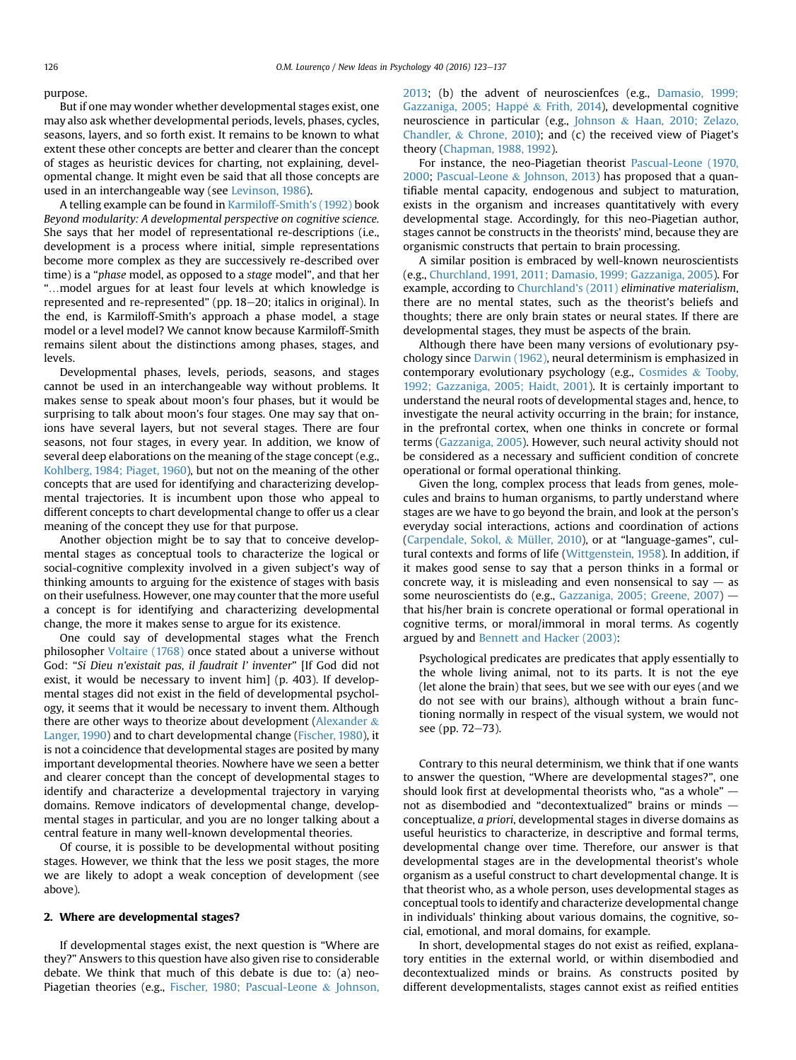purpose.

But if one may wonder whether developmental stages exist, one may also ask whether developmental periods, levels, phases, cycles, seasons, layers, and so forth exist. It remains to be known to what extent these other concepts are better and clearer than the concept of stages as heuristic devices for charting, not explaining, developmental change. It might even be said that all those concepts are used in an interchangeable way (see Levinson, 1986).

A telling example can be found in Karmiloff-Smith's (1992) book *Beyond modularity: A developmental perspective on cognitive science*. She says that her model of representational re-descriptions (i.e., development is a process where initial, simple representations become more complex as they are successively re-described over time) is a "*phase* model, as opposed to a *stage* model", and that her "…model argues for at least four levels at which knowledge is represented and re-represented" (pp. 18–20; italics in original). In the end, is Karmiloff-Smith's approach a phase model, a stage model or a level model? We cannot know because Karmiloff-Smith remains silent about the distinctions among phases, stages, and levels.

Developmental phases, levels, periods, seasons, and stages cannot be used in an interchangeable way without problems. It makes sense to speak about moon's four phases, but it would be surprising to talk about moon's four stages. One may say that onions have several layers, but not several stages. There are four seasons, not four stages, in every year. In addition, we know of several deep elaborations on the meaning of the stage concept (e.g., Kohlberg, 1984; Piaget, 1960), but not on the meaning of the other concepts that are used for identifying and characterizing developmental trajectories. It is incumbent upon those who appeal to different concepts to chart developmental change to offer us a clear meaning of the concept they use for that purpose.

Another objection might be to say that to conceive developmental stages as conceptual tools to characterize the logical or social-cognitive complexity involved in a given subject's way of thinking amounts to arguing for the existence of stages with basis on their usefulness. However, one may counter that the more useful a concept is for identifying and characterizing developmental change, the more it makes sense to argue for its existence.

One could say of developmental stages what the French philosopher Voltaire (1768) once stated about a universe without God: "*Si Dieu n'existait pas, il faudrait l' inventer*" [If God did not exist, it would be necessary to invent him] (p. 403). If developmental stages did not exist in the field of developmental psychology, it seems that it would be necessary to invent them. Although there are other ways to theorize about development (Alexander & Langer, 1990) and to chart developmental change (Fischer, 1980), it is not a coincidence that developmental stages are posited by many important developmental theories. Nowhere have we seen a better and clearer concept than the concept of developmental stages to identify and characterize a developmental trajectory in varying domains. Remove indicators of developmental change, developmental stages in particular, and you are no longer talking about a central feature in many well-known developmental theories.

Of course, it is possible to be developmental without positing stages. However, we think that the less we posit stages, the more we are likely to adopt a weak conception of development (see above).

## 2. Where are developmental stages?

If developmental stages exist, the next question is "Where are they?" Answers to this question have also given rise to considerable debate. We think that much of this debate is due to: (a) neo-Piagetian theories (e.g., Fischer, 1980; Pascual-Leone & Johnson, 2013; (b) the advent of neuroscienfces (e.g., Damasio, 1999; Gazzaniga, 2005; Happé & Frith, 2014), developmental cognitive neuroscience in particular (e.g., Johnson & Haan, 2010; Zelazo, Chandler, & Chrone, 2010); and (c) the received view of Piaget's theory (Chapman, 1988, 1992).

For instance, the neo-Piagetian theorist Pascual-Leone (1970, 2000; Pascual-Leone & Johnson, 2013) has proposed that a quantifiable mental capacity, endogenous and subject to maturation, exists in the organism and increases quantitatively with every developmental stage. Accordingly, for this neo-Piagetian author, stages cannot be constructs in the theorists' mind, because they are organismic constructs that pertain to brain processing.

A similar position is embraced by well-known neuroscientists (e.g., Churchland, 1991, 2011; Damasio, 1999; Gazzaniga, 2005). For example, according to Churchland's (2011) *eliminative materialism*, there are no mental states, such as the theorist's beliefs and thoughts; there are only brain states or neural states. If there are developmental stages, they must be aspects of the brain.

Although there have been many versions of evolutionary psychology since Darwin (1962), neural determinism is emphasized in contemporary evolutionary psychology (e.g., Cosmides & Tooby, 1992; Gazzaniga, 2005; Haidt, 2001). It is certainly important to understand the neural roots of developmental stages and, hence, to investigate the neural activity occurring in the brain; for instance, in the prefrontal cortex, when one thinks in concrete or formal terms (Gazzaniga, 2005). However, such neural activity should not be considered as a necessary and sufficient condition of concrete operational or formal operational thinking.

Given the long, complex process that leads from genes, molecules and brains to human organisms, to partly understand where stages are we have to go beyond the brain, and look at the person's everyday social interactions, actions and coordination of actions (Carpendale, Sokol, & Müller, 2010), or at "language-games", cultural contexts and forms of life (Wittgenstein, 1958). In addition, if it makes good sense to say that a person thinks in a formal or concrete way, it is misleading and even nonsensical to say — as some neuroscientists do (e.g., Gazzaniga, 2005; Greene, 2007) — that his/her brain is concrete operational or formal operational in cognitive terms, or moral/immoral in moral terms. As cogently argued by and Bennett and Hacker (2003):

> Psychological predicates are predicates that apply essentially to the whole living animal, not to its parts. It is not the eye (let alone the brain) that sees, but we see with our eyes (and we do not see with our brains), although without a brain functioning normally in respect of the visual system, we would not see (pp. 72–73).

Contrary to this neural determinism, we think that if one wants to answer the question, "Where are developmental stages?", one should look first at developmental theorists who, "as a whole" — not as disembodied and "decontextualized" brains or minds — conceptualize, *a priori*, developmental stages in diverse domains as useful heuristics to characterize, in descriptive and formal terms, developmental change over time. Therefore, our answer is that developmental stages are in the developmental theorist's whole organism as a useful construct to chart developmental change. It is that theorist who, as a whole person, uses developmental stages as conceptual tools to identify and characterize developmental change in individuals' thinking about various domains, the cognitive, social, emotional, and moral domains, for example.

In short, developmental stages do not exist as reified, explanatory entities in the external world, or within disembodied and decontextualized minds or brains. As constructs posited by different developmentalists, stages cannot exist as reified entities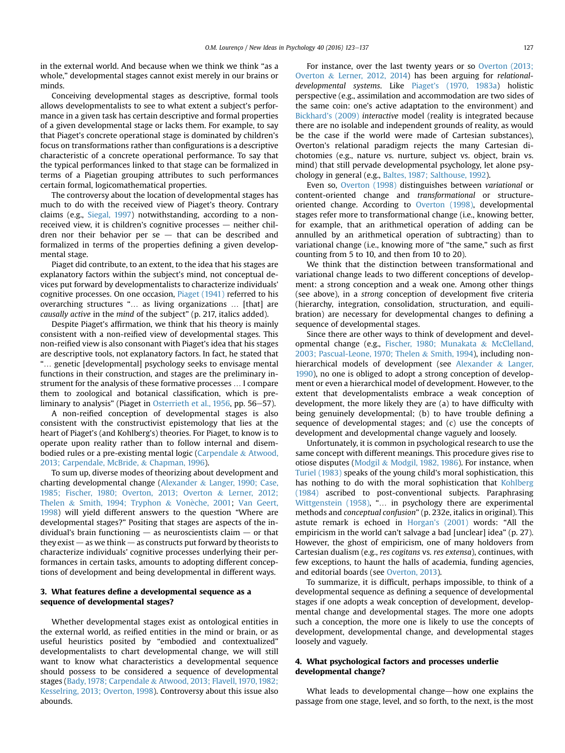in the external world. And because when we think we think "as a whole," developmental stages cannot exist merely in our brains or minds.

Conceiving developmental stages as descriptive, formal tools allows developmentalists to see to what extent a subject's performance in a given task has certain descriptive and formal properties of a given developmental stage or lacks them. For example, to say that Piaget's concrete operational stage is dominated by children's focus on transformations rather than configurations is a descriptive characteristic of a concrete operational performance. To say that the typical performances linked to that stage can be formalized in terms of a Piagetian grouping attributes to such performances certain formal, logicomathematical properties.

The controversy about the location of developmental stages has much to do with the received view of Piaget's theory. Contrary claims (e.g., Siegal, 1997) notwithstanding, according to a non-received view, it is children's cognitive processes — neither children nor their behavior per se — that can be described and formalized in terms of the properties defining a given developmental stage.

Piaget did contribute, to an extent, to the idea that his stages are explanatory factors within the subject's mind, not conceptual devices put forward by developmentalists to characterize individuals' cognitive processes. On one occasion, Piaget (1941) referred to his overarching structures "… as living organizations … [that] are *causally active* in the *mind* of the subject" (p. 217, italics added).

Despite Piaget's affirmation, we think that his theory is mainly consistent with a non-reified view of developmental stages. This non-reified view is also consonant with Piaget's idea that his stages are descriptive tools, not explanatory factors. In fact, he stated that "… genetic [developmental] psychology seeks to envisage mental functions in their construction, and stages are the preliminary instrument for the analysis of these formative processes … I compare them to zoological and botanical classification, which is preliminary to analysis" (Piaget in Osterrieth et al., 1956, pp. 56–57).

A non-reified conception of developmental stages is also consistent with the constructivist epistemology that lies at the heart of Piaget's (and Kohlberg's) theories. For Piaget, to know is to operate upon reality rather than to follow internal and disembodied rules or a pre-existing mental logic (Carpendale & Atwood, 2013; Carpendale, McBride, & Chapman, 1996).

To sum up, diverse modes of theorizing about development and charting developmental change (Alexander & Langer, 1990; Case, 1985; Fischer, 1980; Overton, 2013; Overton & Lerner, 2012; Thelen & Smith, 1994; Tryphon & Vonèche, 2001; Van Geert, 1998) will yield different answers to the question "Where are developmental stages?" Positing that stages are aspects of the individual's brain functioning — as neuroscientists claim — or that they exist — as we think — as constructs put forward by theorists to characterize individuals' cognitive processes underlying their performances in certain tasks, amounts to adopting different conceptions of development and being developmental in different ways.

## 3. What features define a developmental sequence as a sequence of developmental stages?

Whether developmental stages exist as ontological entities in the external world, as reified entities in the mind or brain, or as useful heuristics posited by "embodied and contextualized" developmentalists to chart developmental change, we will still want to know what characteristics a developmental sequence should possess to be considered a sequence of developmental stages (Bady, 1978; Carpendale & Atwood, 2013; Flavell, 1970, 1982; Kesselring, 2013; Overton, 1998). Controversy about this issue also abounds.

For instance, over the last twenty years or so Overton (2013; Overton & Lerner, 2012, 2014) has been arguing for *relational-developmental systems*. Like Piaget's (1970, 1983a) holistic perspective (e.g., assimilation and accommodation are two sides of the same coin: one's active adaptation to the environment) and Bickhard's (2009) *interactive* model (reality is integrated because there are no isolable and independent grounds of reality, as would be the case if the world were made of Cartesian substances), Overton's relational paradigm rejects the many Cartesian dichotomies (e.g., nature vs. nurture, subject vs. object, brain vs. mind) that still pervade developmental psychology, let alone psychology in general (e.g., Baltes, 1987; Salthouse, 1992).

Even so, Overton (1998) distinguishes between *variational* or content-oriented change and *transformational* or structure-oriented change. According to Overton (1998), developmental stages refer more to transformational change (i.e., knowing better, for example, that an arithmetical operation of adding can be annulled by an arithmetical operation of subtracting) than to variational change (i.e., knowing more of "the same," such as first counting from 5 to 10, and then from 10 to 20).

We think that the distinction between transformational and variational change leads to two different conceptions of development: a strong conception and a weak one. Among other things (see above), in a *strong* conception of development five criteria (hierarchy, integration, consolidation, structuration, and equilibration) are necessary for developmental changes to defining a sequence of developmental stages.

Since there are other ways to think of development and developmental change (e.g., Fischer, 1980; Munakata & McClelland, 2003; Pascual-Leone, 1970; Thelen & Smith, 1994), including non-hierarchical models of development (see Alexander & Langer, 1990), no one is obliged to adopt a strong conception of development or even a hierarchical model of development. However, to the extent that developmentalists embrace a weak conception of development, the more likely they are (a) to have difficulty with being genuinely developmental; (b) to have trouble defining a sequence of developmental stages; and (c) use the concepts of development and developmental change vaguely and loosely.

Unfortunately, it is common in psychological research to use the same concept with different meanings. This procedure gives rise to otiose disputes (Modgil & Modgil, 1982, 1986). For instance, when Turiel (1983) speaks of the young child's moral sophistication, this has nothing to do with the moral sophistication that Kohlberg (1984) ascribed to post-conventional subjects. Paraphrasing Wittgenstein (1958), "… in psychology there are experimental methods and *conceptual confusion*" (p. 232e, italics in original). This astute remark is echoed in Horgan's (2001) words: "All the empiricism in the world can't salvage a bad [unclear] idea" (p. 27). However, the ghost of empiricism, one of many holdovers from Cartesian dualism (e.g., *res cogitans* vs. *res extensa*), continues, with few exceptions, to haunt the halls of academia, funding agencies, and editorial boards (see Overton, 2013).

To summarize, it is difficult, perhaps impossible, to think of a developmental sequence as defining a sequence of developmental stages if one adopts a weak conception of development, developmental change and developmental stages. The more one adopts such a conception, the more one is likely to use the concepts of development, developmental change, and developmental stages loosely and vaguely.

## 4. What psychological factors and processes underlie developmental change?

What leads to developmental change—how one explains the passage from one stage, level, and so forth, to the next, is the most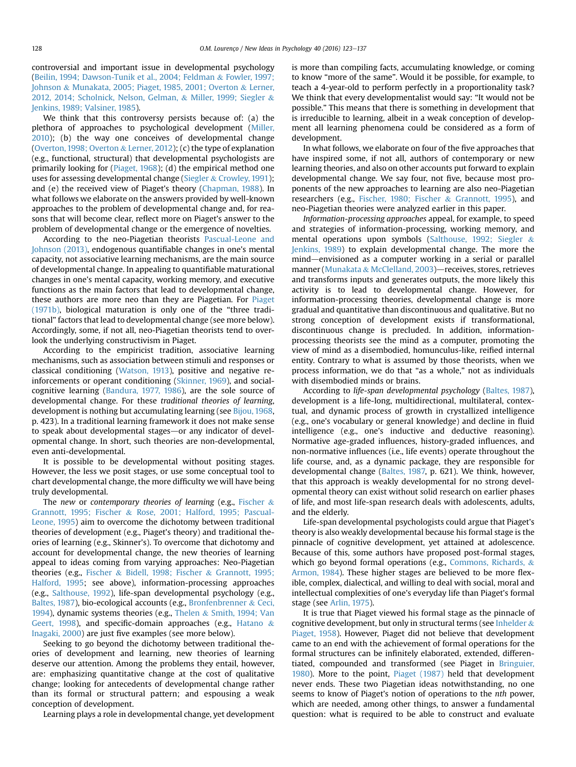controversial and important issue in developmental psychology (Beilin, 1994; Dawson-Tunik et al., 2004; Feldman & Fowler, 1997; Johnson & Munakata, 2005; Piaget, 1985, 2001; Overton & Lerner, 2012, 2014; Scholnick, Nelson, Gelman, & Miller, 1999; Siegler & Jenkins, 1989; Valsiner, 1985).

We think that this controversy persists because of: (a) the plethora of approaches to psychological development (Miller, 2010); (b) the way one conceives of developmental change (Overton, 1998; Overton & Lerner, 2012); (c) the type of explanation (e.g., functional, structural) that developmental psychologists are primarily looking for (Piaget, 1968); (d) the empirical method one uses for assessing developmental change (Siegler & Crowley, 1991); and (e) the received view of Piaget's theory (Chapman, 1988). In what follows we elaborate on the answers provided by well-known approaches to the problem of developmental change and, for reasons that will become clear, reflect more on Piaget's answer to the problem of developmental change or the emergence of novelties.

According to the neo-Piagetian theorists Pascual-Leone and Johnson (2013), endogenous quantifiable changes in one's mental capacity, not associative learning mechanisms, are the main source of developmental change. In appealing to quantifiable maturational changes in one's mental capacity, working memory, and executive functions as the main factors that lead to developmental change, these authors are more neo than they are Piagetian. For Piaget (1971b), biological maturation is only one of the "three traditional" factors that lead to developmental change (see more below). Accordingly, some, if not all, neo-Piagetian theorists tend to overlook the underlying constructivism in Piaget.

According to the empiricist tradition, associative learning mechanisms, such as association between stimuli and responses or classical conditioning (Watson, 1913), positive and negative reinforcements or operant conditioning (Skinner, 1969), and social-cognitive learning (Bandura, 1977, 1986), are the sole source of developmental change. For these *traditional theories of learning*, development is nothing but accumulating learning (see Bijou, 1968, p. 423). In a traditional learning framework it does not make sense to speak about developmental stages—or any indicator of developmental change. In short, such theories are non-developmental, even anti-developmental.

It is possible to be developmental without positing stages. However, the less we posit stages, or use some conceptual tool to chart developmental change, the more difficulty we will have being truly developmental.

The *new* or *contemporary theories of learning* (e.g., Fischer & Granott, 1995; Fischer & Rose, 2001; Halford, 1995; Pascual-Leone, 1995) aim to overcome the dichotomy between traditional theories of development (e.g., Piaget's theory) and traditional theories of learning (e.g., Skinner's). To overcome that dichotomy and account for developmental change, the new theories of learning appeal to ideas coming from varying approaches: Neo-Piagetian theories (e.g., Fischer & Bidell, 1998; Fischer & Granott, 1995; Halford, 1995; see above), information-processing approaches (e.g., Salthouse, 1992), life-span developmental psychology (e.g., Baltes, 1987), bio-ecological accounts (e.g., Bronfenbrenner & Ceci, 1994), dynamic systems theories (e.g., Thelen & Smith, 1994; Van Geert, 1998), and specific-domain approaches (e.g., Hatano & Inagaki, 2000) are just five examples (see more below).

Seeking to go beyond the dichotomy between traditional theories of development and learning, new theories of learning deserve our attention. Among the problems they entail, however, are: emphasizing quantitative change at the cost of qualitative change; looking for antecedents of developmental change rather than its formal or structural pattern; and espousing a weak conception of development.

Learning plays a role in developmental change, yet development is more than compiling facts, accumulating knowledge, or coming to know "more of the same". Would it be possible, for example, to teach a 4-year-old to perform perfectly in a proportionality task? We think that every developmentalist would say: "It would not be possible." This means that there is something in development that is irreducible to learning, albeit in a weak conception of development all learning phenomena could be considered as a form of development.

In what follows, we elaborate on four of the five approaches that have inspired some, if not all, authors of contemporary or new learning theories, and also on other accounts put forward to explain developmental change. We say four, not five, because most proponents of the new approaches to learning are also neo-Piagetian researchers (e.g., Fischer, 1980; Fischer & Granott, 1995), and neo-Piagetian theories were analyzed earlier in this paper.

*Information-processing approaches* appeal, for example, to speed and strategies of information-processing, working memory, and mental operations upon symbols (Salthouse, 1992; Siegler & Jenkins, 1989) to explain developmental change. The more the mind—envisioned as a computer working in a serial or parallel manner (Munakata & McClelland, 2003)—receives, stores, retrieves and transforms inputs and generates outputs, the more likely this activity is to lead to developmental change. However, for information-processing theories, developmental change is more gradual and quantitative than discontinuous and qualitative. But no strong conception of development exists if transformational, discontinuous change is precluded. In addition, information-processing theorists see the mind as a computer, promoting the view of mind as a disembodied, homunculus-like, reified internal entity. Contrary to what is assumed by those theorists, when we process information, we do that "as a whole," not as individuals with disembodied minds or brains.

According to *life-span developmental psychology* (Baltes, 1987), development is a life-long, multidirectional, multilateral, contextual, and dynamic process of growth in crystallized intelligence (e.g., one's vocabulary or general knowledge) and decline in fluid intelligence (e.g., one's inductive and deductive reasoning). Normative age-graded influences, history-graded influences, and non-normative influences (i.e., life events) operate throughout the life course, and, as a dynamic package, they are responsible for developmental change (Baltes, 1987, p. 621). We think, however, that this approach is weakly developmental for no strong developmental theory can exist without solid research on earlier phases of life, and most life-span research deals with adolescents, adults, and the elderly.

Life-span developmental psychologists could argue that Piaget's theory is also weakly developmental because his formal stage is the pinnacle of cognitive development, yet attained at adolescence. Because of this, some authors have proposed post-formal stages, which go beyond formal operations (e.g., Commons, Richards, & Armon, 1984). These higher stages are believed to be more flexible, complex, dialectical, and willing to deal with social, moral and intellectual complexities of one's everyday life than Piaget's formal stage (see Arlin, 1975).

It is true that Piaget viewed his formal stage as the pinnacle of cognitive development, but only in structural terms (see Inhelder & Piaget, 1958). However, Piaget did not believe that development came to an end with the achievement of formal operations for the formal structures can be infinitely elaborated, extended, differentiated, compounded and transformed (see Piaget in Bringuier, 1980). More to the point, Piaget (1987) held that development never ends. These two Piagetian ideas notwithstanding, no one seems to know of Piaget's notion of operations to the *nth* power, which are needed, among other things, to answer a fundamental question: what is required to be able to construct and evaluate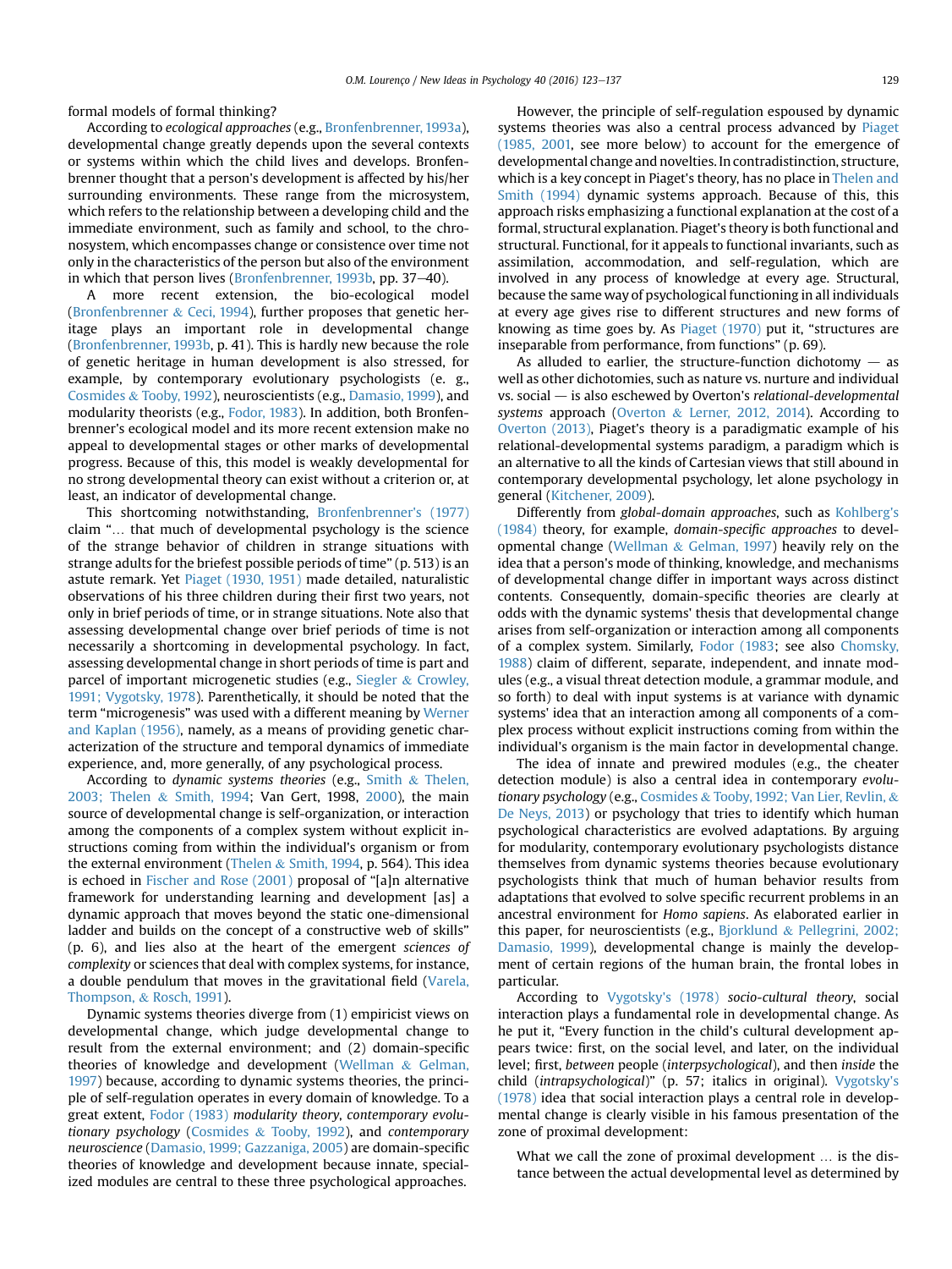formal models of formal thinking?

According to *ecological approaches* (e.g., Bronfenbrenner, 1993a), developmental change greatly depends upon the several contexts or systems within which the child lives and develops. Bronfenbrenner thought that a person's development is affected by his/her surrounding environments. These range from the microsystem, which refers to the relationship between a developing child and the immediate environment, such as family and school, to the chronosystem, which encompasses change or consistence over time not only in the characteristics of the person but also of the environment in which that person lives (Bronfenbrenner, 1993b, pp. 37–40).

A more recent extension, the bio-ecological model (Bronfenbrenner & Ceci, 1994), further proposes that genetic heritage plays an important role in developmental change (Bronfenbrenner, 1993b, p. 41). This is hardly new because the role of genetic heritage in human development is also stressed, for example, by contemporary evolutionary psychologists (e. g., Cosmides & Tooby, 1992), neuroscientists (e.g., Damasio, 1999), and modularity theorists (e.g., Fodor, 1983). In addition, both Bronfenbrenner's ecological model and its more recent extension make no appeal to developmental stages or other marks of developmental progress. Because of this, this model is weakly developmental for no strong developmental theory can exist without a criterion or, at least, an indicator of developmental change.

This shortcoming notwithstanding, Bronfenbrenner's (1977) claim "… that much of developmental psychology is the science of the strange behavior of children in strange situations with strange adults for the briefest possible periods of time" (p. 513) is an astute remark. Yet Piaget (1930, 1951) made detailed, naturalistic observations of his three children during their first two years, not only in brief periods of time, or in strange situations. Note also that assessing developmental change over brief periods of time is not necessarily a shortcoming in developmental psychology. In fact, assessing developmental change in short periods of time is part and parcel of important microgenetic studies (e.g., Siegler & Crowley, 1991; Vygotsky, 1978). Parenthetically, it should be noted that the term "microgenesis" was used with a different meaning by Werner and Kaplan (1956), namely, as a means of providing genetic characterization of the structure and temporal dynamics of immediate experience, and, more generally, of any psychological process.

According to *dynamic systems theories* (e.g., Smith & Thelen, 2003; Thelen & Smith, 1994; Van Gert, 1998, 2000), the main source of developmental change is self-organization, or interaction among the components of a complex system without explicit instructions coming from within the individual's organism or from the external environment (Thelen & Smith, 1994, p. 564). This idea is echoed in Fischer and Rose (2001) proposal of "[a]n alternative framework for understanding learning and development [as] a dynamic approach that moves beyond the static one-dimensional ladder and builds on the concept of a constructive web of skills" (p. 6), and lies also at the heart of the emergent *sciences of complexity* or sciences that deal with complex systems, for instance, a double pendulum that moves in the gravitational field (Varela, Thompson, & Rosch, 1991).

Dynamic systems theories diverge from (1) empiricist views on developmental change, which judge developmental change to result from the external environment; and (2) domain-specific theories of knowledge and development (Wellman & Gelman, 1997) because, according to dynamic systems theories, the principle of self-regulation operates in every domain of knowledge. To a great extent, Fodor (1983) *modularity theory*, *contemporary evolutionary psychology* (Cosmides & Tooby, 1992), and *contemporary neuroscience* (Damasio, 1999; Gazzaniga, 2005) are domain-specific theories of knowledge and development because innate, specialized modules are central to these three psychological approaches.

However, the principle of self-regulation espoused by dynamic systems theories was also a central process advanced by Piaget (1985, 2001, see more below) to account for the emergence of developmental change and novelties. In contradistinction, structure, which is a key concept in Piaget's theory, has no place in Thelen and Smith (1994) dynamic systems approach. Because of this, this approach risks emphasizing a functional explanation at the cost of a formal, structural explanation. Piaget's theory is both functional and structural. Functional, for it appeals to functional invariants, such as assimilation, accommodation, and self-regulation, which are involved in any process of knowledge at every age. Structural, because the same way of psychological functioning in all individuals at every age gives rise to different structures and new forms of knowing as time goes by. As Piaget (1970) put it, "structures are inseparable from performance, from functions" (p. 69).

As alluded to earlier, the structure-function dichotomy — as well as other dichotomies, such as nature vs. nurture and individual vs. social — is also eschewed by Overton's *relational-developmental systems* approach (Overton & Lerner, 2012, 2014). According to Overton (2013), Piaget's theory is a paradigmatic example of his relational-developmental systems paradigm, a paradigm which is an alternative to all the kinds of Cartesian views that still abound in contemporary developmental psychology, let alone psychology in general (Kitchener, 2009).

Differently from *global-domain approaches*, such as Kohlberg's (1984) theory, for example, *domain-specific approaches* to developmental change (Wellman & Gelman, 1997) heavily rely on the idea that a person's mode of thinking, knowledge, and mechanisms of developmental change differ in important ways across distinct contents. Consequently, domain-specific theories are clearly at odds with the dynamic systems' thesis that developmental change arises from self-organization or interaction among all components of a complex system. Similarly, Fodor (1983; see also Chomsky, 1988) claim of different, separate, independent, and innate modules (e.g., a visual threat detection module, a grammar module, and so forth) to deal with input systems is at variance with dynamic systems' idea that an interaction among all components of a complex process without explicit instructions coming from within the individual's organism is the main factor in developmental change.

The idea of innate and prewired modules (e.g., the cheater detection module) is also a central idea in contemporary *evolutionary psychology* (e.g., Cosmides & Tooby, 1992; Van Lier, Revlin, & De Neys, 2013) or psychology that tries to identify which human psychological characteristics are evolved adaptations. By arguing for modularity, contemporary evolutionary psychologists distance themselves from dynamic systems theories because evolutionary psychologists think that much of human behavior results from adaptations that evolved to solve specific recurrent problems in an ancestral environment for *Homo sapiens*. As elaborated earlier in this paper, for neuroscientists (e.g., Bjorklund & Pellegrini, 2002; Damasio, 1999), developmental change is mainly the development of certain regions of the human brain, the frontal lobes in particular.

According to Vygotsky's (1978) *socio-cultural theory*, social interaction plays a fundamental role in developmental change. As he put it, "Every function in the child's cultural development appears twice: first, on the social level, and later, on the individual level; first, *between* people (*interpsychological*), and then *inside* the child (*intrapsychological*)" (p. 57; italics in original). Vygotsky's (1978) idea that social interaction plays a central role in developmental change is clearly visible in his famous presentation of the zone of proximal development:

> What we call the zone of proximal development … is the distance between the actual developmental level as determined by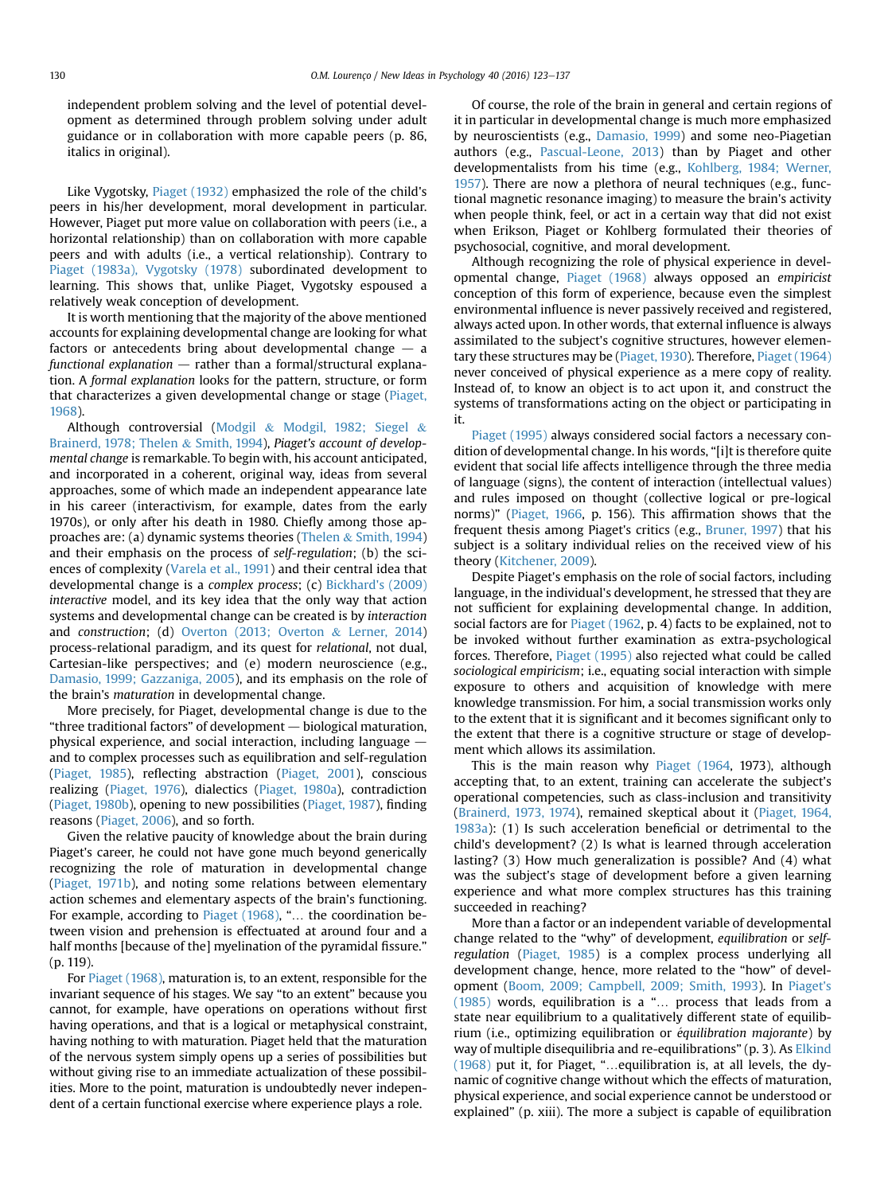independent problem solving and the level of potential development as determined through problem solving under adult guidance or in collaboration with more capable peers (p. 86, italics in original).

Like Vygotsky, Piaget (1932) emphasized the role of the child's peers in his/her development, moral development in particular. However, Piaget put more value on collaboration with peers (i.e., a horizontal relationship) than on collaboration with more capable peers and with adults (i.e., a vertical relationship). Contrary to Piaget (1983a), Vygotsky (1978) subordinated development to learning. This shows that, unlike Piaget, Vygotsky espoused a relatively weak conception of development.

It is worth mentioning that the majority of the above mentioned accounts for explaining developmental change are looking for what factors or antecedents bring about developmental change — a *functional explanation* — rather than a formal/structural explanation. A *formal explanation* looks for the pattern, structure, or form that characterizes a given developmental change or stage (Piaget, 1968).

Although controversial (Modgil & Modgil, 1982; Siegel & Brainerd, 1978; Thelen & Smith, 1994), *Piaget's account of developmental change* is remarkable. To begin with, his account anticipated, and incorporated in a coherent, original way, ideas from several approaches, some of which made an independent appearance late in his career (interactivism, for example, dates from the early 1970s), or only after his death in 1980. Chiefly among those approaches are: (a) dynamic systems theories (Thelen & Smith, 1994) and their emphasis on the process of *self-regulation*; (b) the sciences of complexity (Varela et al., 1991) and their central idea that developmental change is a *complex process*; (c) Bickhard's (2009) *interactive* model, and its key idea that the only way that action systems and developmental change can be created is by *interaction* and *construction*; (d) Overton (2013; Overton & Lerner, 2014) process-relational paradigm, and its quest for *relational*, not dual, Cartesian-like perspectives; and (e) modern neuroscience (e.g., Damasio, 1999; Gazzaniga, 2005), and its emphasis on the role of the brain's *maturation* in developmental change.

More precisely, for Piaget, developmental change is due to the "three traditional factors" of development — biological maturation, physical experience, and social interaction, including language — and to complex processes such as equilibration and self-regulation (Piaget, 1985), reflecting abstraction (Piaget, 2001), conscious realizing (Piaget, 1976), dialectics (Piaget, 1980a), contradiction (Piaget, 1980b), opening to new possibilities (Piaget, 1987), finding reasons (Piaget, 2006), and so forth.

Given the relative paucity of knowledge about the brain during Piaget's career, he could not have gone much beyond generically recognizing the role of maturation in developmental change (Piaget, 1971b), and noting some relations between elementary action schemes and elementary aspects of the brain's functioning. For example, according to Piaget (1968), "… the coordination between vision and prehension is effectuated at around four and a half months [because of the] myelination of the pyramidal fissure." (p. 119).

For Piaget (1968), maturation is, to an extent, responsible for the invariant sequence of his stages. We say "to an extent" because you cannot, for example, have operations on operations without first having operations, and that is a logical or metaphysical constraint, having nothing to with maturation. Piaget held that the maturation of the nervous system simply opens up a series of possibilities but without giving rise to an immediate actualization of these possibilities. More to the point, maturation is undoubtedly never independent of a certain functional exercise where experience plays a role.

Of course, the role of the brain in general and certain regions of it in particular in developmental change is much more emphasized by neuroscientists (e.g., Damasio, 1999) and some neo-Piagetian authors (e.g., Pascual-Leone, 2013) than by Piaget and other developmentalists from his time (e.g., Kohlberg, 1984; Werner, 1957). There are now a plethora of neural techniques (e.g., functional magnetic resonance imaging) to measure the brain's activity when people think, feel, or act in a certain way that did not exist when Erikson, Piaget or Kohlberg formulated their theories of psychosocial, cognitive, and moral development.

Although recognizing the role of physical experience in developmental change, Piaget (1968) always opposed an *empiricist* conception of this form of experience, because even the simplest environmental influence is never passively received and registered, always acted upon. In other words, that external influence is always assimilated to the subject's cognitive structures, however elementary these structures may be (Piaget, 1930). Therefore, Piaget (1964) never conceived of physical experience as a mere copy of reality. Instead of, to know an object is to act upon it, and construct the systems of transformations acting on the object or participating in it.

Piaget (1995) always considered social factors a necessary condition of developmental change. In his words, "[i]t is therefore quite evident that social life affects intelligence through the three media of language (signs), the content of interaction (intellectual values) and rules imposed on thought (collective logical or pre-logical norms)" (Piaget, 1966, p. 156). This affirmation shows that the frequent thesis among Piaget's critics (e.g., Bruner, 1997) that his subject is a solitary individual relies on the received view of his theory (Kitchener, 2009).

Despite Piaget's emphasis on the role of social factors, including language, in the individual's development, he stressed that they are not sufficient for explaining developmental change. In addition, social factors are for Piaget (1962, p. 4) facts to be explained, not to be invoked without further examination as extra-psychological forces. Therefore, Piaget (1995) also rejected what could be called *sociological empiricism*; i.e., equating social interaction with simple exposure to others and acquisition of knowledge with mere knowledge transmission. For him, a social transmission works only to the extent that it is significant and it becomes significant only to the extent that there is a cognitive structure or stage of development which allows its assimilation.

This is the main reason why Piaget (1964, 1973), although accepting that, to an extent, training can accelerate the subject's operational competencies, such as class-inclusion and transitivity (Brainerd, 1973, 1974), remained skeptical about it (Piaget, 1964, 1983a): (1) Is such acceleration beneficial or detrimental to the child's development? (2) Is what is learned through acceleration lasting? (3) How much generalization is possible? And (4) what was the subject's stage of development before a given learning experience and what more complex structures has this training succeeded in reaching?

More than a factor or an independent variable of developmental change related to the "why" of development, *equilibration* or *self-regulation* (Piaget, 1985) is a complex process underlying all development change, hence, more related to the "how" of development (Boom, 2009; Campbell, 2009; Smith, 1993). In Piaget's (1985) words, equilibration is a "… process that leads from a state near equilibrium to a qualitatively different state of equilibrium (i.e., optimizing equilibration or *équilibration majorante*) by way of multiple disequilibria and re-equilibrations" (p. 3). As Elkind (1968) put it, for Piaget, "…equilibration is, at all levels, the dynamic of cognitive change without which the effects of maturation, physical experience, and social experience cannot be understood or explained" (p. xiii). The more a subject is capable of equilibration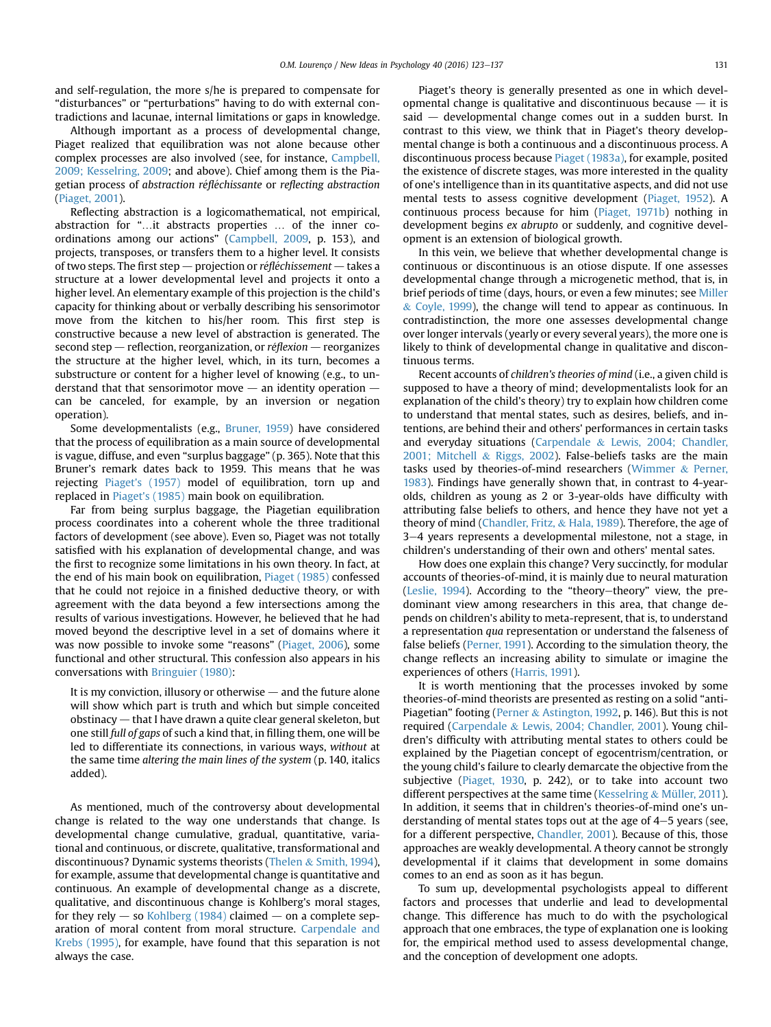and self-regulation, the more s/he is prepared to compensate for "disturbances" or "perturbations" having to do with external contradictions and lacunae, internal limitations or gaps in knowledge.

Although important as a process of developmental change, Piaget realized that equilibration was not alone because other complex processes are also involved (see, for instance, Campbell, 2009; Kesselring, 2009; and above). Chief among them is the Piagetian process of *abstraction réfléchissante* or *reflecting abstraction* (Piaget, 2001).

Reflecting abstraction is a logicomathematical, not empirical, abstraction for "…it abstracts properties … of the inner coordinations among our actions" (Campbell, 2009, p. 153), and projects, transposes, or transfers them to a higher level. It consists of two steps. The first step — projection or *réfléchissement* — takes a structure at a lower developmental level and projects it onto a higher level. An elementary example of this projection is the child's capacity for thinking about or verbally describing his sensorimotor move from the kitchen to his/her room. This first step is constructive because a new level of abstraction is generated. The second step — reflection, reorganization, or *réflexion* — reorganizes the structure at the higher level, which, in its turn, becomes a substructure or content for a higher level of knowing (e.g., to understand that that sensorimotor move — an identity operation — can be canceled, for example, by an inversion or negation operation).

Some developmentalists (e.g., Bruner, 1959) have considered that the process of equilibration as a main source of developmental is vague, diffuse, and even "surplus baggage" (p. 365). Note that this Bruner's remark dates back to 1959. This means that he was rejecting Piaget's (1957) model of equilibration, torn up and replaced in Piaget's (1985) main book on equilibration.

Far from being surplus baggage, the Piagetian equilibration process coordinates into a coherent whole the three traditional factors of development (see above). Even so, Piaget was not totally satisfied with his explanation of developmental change, and was the first to recognize some limitations in his own theory. In fact, at the end of his main book on equilibration, Piaget (1985) confessed that he could not rejoice in a finished deductive theory, or with agreement with the data beyond a few intersections among the results of various investigations. However, he believed that he had moved beyond the descriptive level in a set of domains where it was now possible to invoke some "reasons" (Piaget, 2006), some functional and other structural. This confession also appears in his conversations with Bringuier (1980):

> It is my conviction, illusory or otherwise — and the future alone will show which part is truth and which but simple conceited obstinacy — that I have drawn a quite clear general skeleton, but one still *full of gaps* of such a kind that, in filling them, one will be led to differentiate its connections, in various ways, *without* at the same time *altering the main lines of the system* (p. 140, italics added).

As mentioned, much of the controversy about developmental change is related to the way one understands that change. Is developmental change cumulative, gradual, quantitative, variational and continuous, or discrete, qualitative, transformational and discontinuous? Dynamic systems theorists (Thelen & Smith, 1994), for example, assume that developmental change is quantitative and continuous. An example of developmental change as a discrete, qualitative, and discontinuous change is Kohlberg's moral stages, for they rely — so Kohlberg (1984) claimed — on a complete separation of moral content from moral structure. Carpendale and Krebs (1995), for example, have found that this separation is not always the case.

Piaget's theory is generally presented as one in which developmental change is qualitative and discontinuous because — it is said — developmental change comes out in a sudden burst. In contrast to this view, we think that in Piaget's theory developmental change is both a continuous and a discontinuous process. A discontinuous process because Piaget (1983a), for example, posited the existence of discrete stages, was more interested in the quality of one's intelligence than in its quantitative aspects, and did not use mental tests to assess cognitive development (Piaget, 1952). A continuous process because for him (Piaget, 1971b) nothing in development begins *ex abrupto* or suddenly, and cognitive development is an extension of biological growth.

In this vein, we believe that whether developmental change is continuous or discontinuous is an otiose dispute. If one assesses developmental change through a microgenetic method, that is, in brief periods of time (days, hours, or even a few minutes; see Miller & Coyle, 1999), the change will tend to appear as continuous. In contradistinction, the more one assesses developmental change over longer intervals (yearly or every several years), the more one is likely to think of developmental change in qualitative and discontinuous terms.

Recent accounts of *children's theories of mind* (i.e., a given child is supposed to have a theory of mind; developmentalists look for an explanation of the child's theory) try to explain how children come to understand that mental states, such as desires, beliefs, and intentions, are behind their and others' performances in certain tasks and everyday situations (Carpendale & Lewis, 2004; Chandler, 2001; Mitchell & Riggs, 2002). False-beliefs tasks are the main tasks used by theories-of-mind researchers (Wimmer & Perner, 1983). Findings have generally shown that, in contrast to 4-year-olds, children as young as 2 or 3-year-olds have difficulty with attributing false beliefs to others, and hence they have not yet a theory of mind (Chandler, Fritz, & Hala, 1989). Therefore, the age of 3–4 years represents a developmental milestone, not a stage, in children's understanding of their own and others' mental sates.

How does one explain this change? Very succinctly, for modular accounts of theories-of-mind, it is mainly due to neural maturation (Leslie, 1994). According to the "theory–theory" view, the predominant view among researchers in this area, that change depends on children's ability to meta-represent, that is, to understand a representation *qua* representation or understand the falseness of false beliefs (Perner, 1991). According to the simulation theory, the change reflects an increasing ability to simulate or imagine the experiences of others (Harris, 1991).

It is worth mentioning that the processes invoked by some theories-of-mind theorists are presented as resting on a solid "anti-Piagetian" footing (Perner & Astington, 1992, p. 146). But this is not required (Carpendale & Lewis, 2004; Chandler, 2001). Young children's difficulty with attributing mental states to others could be explained by the Piagetian concept of egocentrism/centration, or the young child's failure to clearly demarcate the objective from the subjective (Piaget, 1930, p. 242), or to take into account two different perspectives at the same time (Kesselring & Müller, 2011). In addition, it seems that in children's theories-of-mind one's understanding of mental states tops out at the age of 4–5 years (see, for a different perspective, Chandler, 2001). Because of this, those approaches are weakly developmental. A theory cannot be strongly developmental if it claims that development in some domains comes to an end as soon as it has begun.

To sum up, developmental psychologists appeal to different factors and processes that underlie and lead to developmental change. This difference has much to do with the psychological approach that one embraces, the type of explanation one is looking for, the empirical method used to assess developmental change, and the conception of development one adopts.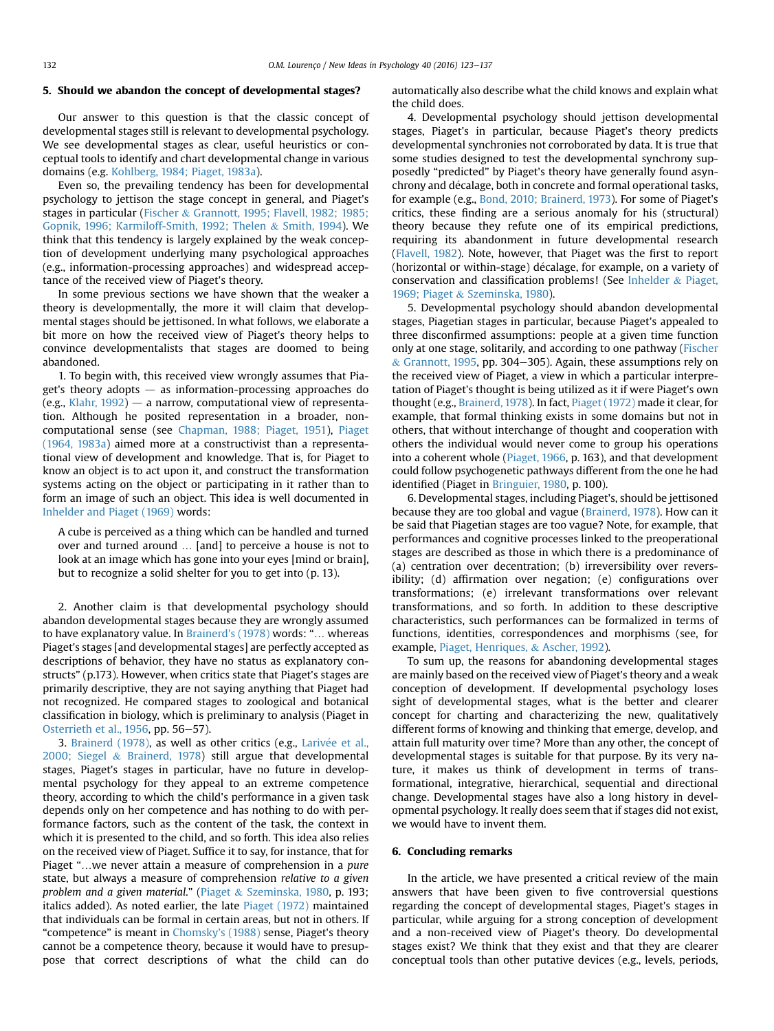## 5. Should we abandon the concept of developmental stages?

Our answer to this question is that the classic concept of developmental stages still is relevant to developmental psychology. We see developmental stages as clear, useful heuristics or conceptual tools to identify and chart developmental change in various domains (e.g. Kohlberg, 1984; Piaget, 1983a).

Even so, the prevailing tendency has been for developmental psychology to jettison the stage concept in general, and Piaget's stages in particular (Fischer & Grannott, 1995; Flavell, 1982; 1985; Gopnik, 1996; Karmiloff-Smith, 1992; Thelen & Smith, 1994). We think that this tendency is largely explained by the weak conception of development underlying many psychological approaches (e.g., information-processing approaches) and widespread acceptance of the received view of Piaget's theory.

In some previous sections we have shown that the weaker a theory is developmentally, the more it will claim that developmental stages should be jettisoned. In what follows, we elaborate a bit more on how the received view of Piaget's theory helps to convince developmentalists that stages are doomed to being abandoned.

1. To begin with, this received view wrongly assumes that Piaget's theory adopts — as information-processing approaches do (e.g., Klahr, 1992) — a narrow, computational view of representation. Although he posited representation in a broader, non-computational sense (see Chapman, 1988; Piaget, 1951), Piaget (1964, 1983a) aimed more at a constructivist than a representational view of development and knowledge. That is, for Piaget to know an object is to act upon it, and construct the transformation systems acting on the object or participating in it rather than to form an image of such an object. This idea is well documented in Inhelder and Piaget (1969) words:

> A cube is perceived as a thing which can be handled and turned over and turned around … [and] to perceive a house is not to look at an image which has gone into your eyes [mind or brain], but to recognize a solid shelter for you to get into (p. 13).

2. Another claim is that developmental psychology should abandon developmental stages because they are wrongly assumed to have explanatory value. In Brainerd's (1978) words: "… whereas Piaget's stages [and developmental stages] are perfectly accepted as descriptions of behavior, they have no status as explanatory constructs" (p.173). However, when critics state that Piaget's stages are primarily descriptive, they are not saying anything that Piaget had not recognized. He compared stages to zoological and botanical classification in biology, which is preliminary to analysis (Piaget in Osterrieth et al., 1956, pp. 56–57).

3. Brainerd (1978), as well as other critics (e.g., Larivée et al., 2000; Siegel & Brainerd, 1978) still argue that developmental stages, Piaget's stages in particular, have no future in developmental psychology for they appeal to an extreme competence theory, according to which the child's performance in a given task depends only on her competence and has nothing to do with performance factors, such as the content of the task, the context in which it is presented to the child, and so forth. This idea also relies on the received view of Piaget. Suffice it to say, for instance, that for Piaget "…we never attain a measure of comprehension in a *pure* state, but always a measure of comprehension *relative to a given problem and a given material*." (Piaget & Szeminska, 1980, p. 193; italics added). As noted earlier, the late Piaget (1972) maintained that individuals can be formal in certain areas, but not in others. If "competence" is meant in Chomsky's (1988) sense, Piaget's theory cannot be a competence theory, because it would have to presuppose that correct descriptions of what the child can do automatically also describe what the child knows and explain what the child does.

4. Developmental psychology should jettison developmental stages, Piaget's in particular, because Piaget's theory predicts developmental synchronies not corroborated by data. It is true that some studies designed to test the developmental synchrony supposedly "predicted" by Piaget's theory have generally found asynchrony and décalage, both in concrete and formal operational tasks, for example (e.g., Bond, 2010; Brainerd, 1973). For some of Piaget's critics, these finding are a serious anomaly for his (structural) theory because they refute one of its empirical predictions, requiring its abandonment in future developmental research (Flavell, 1982). Note, however, that Piaget was the first to report (horizontal or within-stage) décalage, for example, on a variety of conservation and classification problems! (See Inhelder & Piaget, 1969; Piaget & Szeminska, 1980).

5. Developmental psychology should abandon developmental stages, Piagetian stages in particular, because Piaget's appealed to three disconfirmed assumptions: people at a given time function only at one stage, solitarily, and according to one pathway (Fischer & Grannott, 1995, pp. 304–305). Again, these assumptions rely on the received view of Piaget, a view in which a particular interpretation of Piaget's thought is being utilized as it if were Piaget's own thought (e.g., Brainerd, 1978). In fact, Piaget (1972) made it clear, for example, that formal thinking exists in some domains but not in others, that without interchange of thought and cooperation with others the individual would never come to group his operations into a coherent whole (Piaget, 1966, p. 163), and that development could follow psychogenetic pathways different from the one he had identified (Piaget in Bringuier, 1980, p. 100).

6. Developmental stages, including Piaget's, should be jettisoned because they are too global and vague (Brainerd, 1978). How can it be said that Piagetian stages are too vague? Note, for example, that performances and cognitive processes linked to the preoperational stages are described as those in which there is a predominance of (a) centration over decentration; (b) irreversibility over reversibility; (d) affirmation over negation; (e) configurations over transformations; (e) irrelevant transformations over relevant transformations, and so forth. In addition to these descriptive characteristics, such performances can be formalized in terms of functions, identities, correspondences and morphisms (see, for example, Piaget, Henriques, & Ascher, 1992).

To sum up, the reasons for abandoning developmental stages are mainly based on the received view of Piaget's theory and a weak conception of development. If developmental psychology loses sight of developmental stages, what is the better and clearer concept for charting and characterizing the new, qualitatively different forms of knowing and thinking that emerge, develop, and attain full maturity over time? More than any other, the concept of developmental stages is suitable for that purpose. By its very nature, it makes us think of development in terms of transformational, integrative, hierarchical, sequential and directional change. Developmental stages have also a long history in developmental psychology. It really does seem that if stages did not exist, we would have to invent them.

## 6. Concluding remarks

In the article, we have presented a critical review of the main answers that have been given to five controversial questions regarding the concept of developmental stages, Piaget's stages in particular, while arguing for a strong conception of development and a non-received view of Piaget's theory. Do developmental stages exist? We think that they exist and that they are clearer conceptual tools than other putative devices (e.g., levels, periods,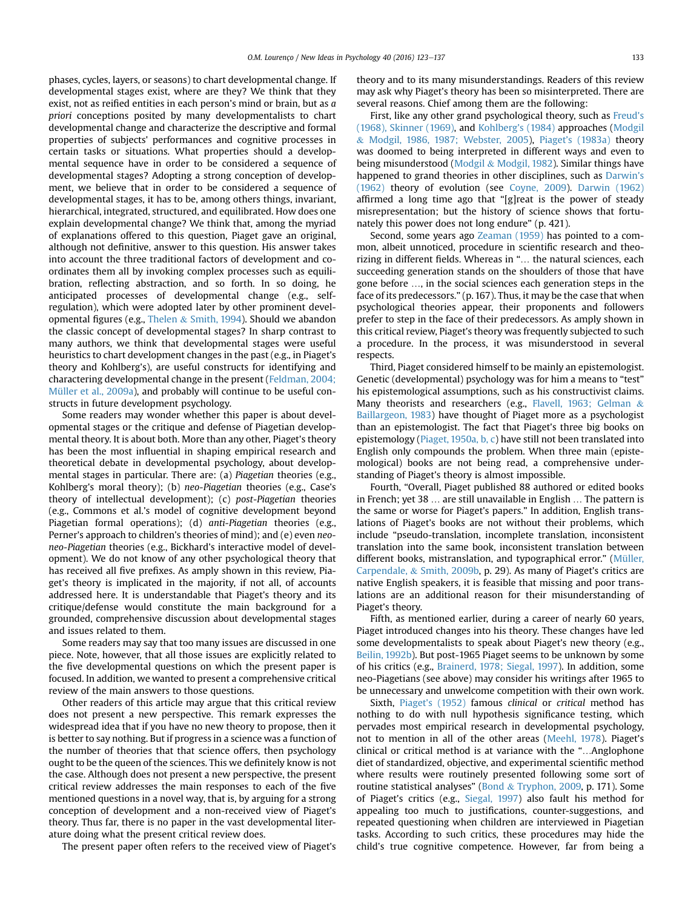phases, cycles, layers, or seasons) to chart developmental change. If developmental stages exist, where are they? We think that they exist, not as reified entities in each person's mind or brain, but as *a priori* conceptions posited by many developmentalists to chart developmental change and characterize the descriptive and formal properties of subjects' performances and cognitive processes in certain tasks or situations. What properties should a developmental sequence have in order to be considered a sequence of developmental stages? Adopting a strong conception of development, we believe that in order to be considered a sequence of developmental stages, it has to be, among others things, invariant, hierarchical, integrated, structured, and equilibrated. How does one explain developmental change? We think that, among the myriad of explanations offered to this question, Piaget gave an original, although not definitive, answer to this question. His answer takes into account the three traditional factors of development and coordinates them all by invoking complex processes such as equilibration, reflecting abstraction, and so forth. In so doing, he anticipated processes of developmental change (e.g., self-regulation), which were adopted later by other prominent developmental figures (e.g., Thelen & Smith, 1994). Should we abandon the classic concept of developmental stages? In sharp contrast to many authors, we think that developmental stages were useful heuristics to chart development changes in the past (e.g., in Piaget's theory and Kohlberg's), are useful constructs for identifying and charactering developmental change in the present (Feldman, 2004; Müller et al., 2009a), and probably will continue to be useful constructs in future development psychology.

Some readers may wonder whether this paper is about developmental stages or the critique and defense of Piagetian developmental theory. It is about both. More than any other, Piaget's theory has been the most influential in shaping empirical research and theoretical debate in developmental psychology, about developmental stages in particular. There are: (a) *Piagetian* theories (e.g., Kohlberg's moral theory); (b) *neo-Piagetian* theories (e.g., Case's theory of intellectual development); (c) *post-Piagetian* theories (e.g., Commons et al.'s model of cognitive development beyond Piagetian formal operations); (d) *anti-Piagetian* theories (e.g., Perner's approach to children's theories of mind); and (e) even *neo-neo-Piagetian* theories (e.g., Bickhard's interactive model of development). We do not know of any other psychological theory that has received all five prefixes. As amply shown in this review, Piaget's theory is implicated in the majority, if not all, of accounts addressed here. It is understandable that Piaget's theory and its critique/defense would constitute the main background for a grounded, comprehensive discussion about developmental stages and issues related to them.

Some readers may say that too many issues are discussed in one piece. Note, however, that all those issues are explicitly related to the five developmental questions on which the present paper is focused. In addition, we wanted to present a comprehensive critical review of the main answers to those questions.

Other readers of this article may argue that this critical review does not present a new perspective. This remark expresses the widespread idea that if you have no new theory to propose, then it is better to say nothing. But if progress in a science was a function of the number of theories that that science offers, then psychology ought to be the queen of the sciences. This we definitely know is not the case. Although does not present a new perspective, the present critical review addresses the main responses to each of the five mentioned questions in a novel way, that is, by arguing for a strong conception of development and a non-received view of Piaget's theory. Thus far, there is no paper in the vast developmental literature doing what the present critical review does.

The present paper often refers to the received view of Piaget's theory and to its many misunderstandings. Readers of this review may ask why Piaget's theory has been so misinterpreted. There are several reasons. Chief among them are the following:

First, like any other grand psychological theory, such as Freud's (1968), Skinner (1969), and Kohlberg's (1984) approaches (Modgil & Modgil, 1986, 1987; Webster, 2005), Piaget's (1983a) theory was doomed to being interpreted in different ways and even to being misunderstood (Modgil & Modgil, 1982). Similar things have happened to grand theories in other disciplines, such as Darwin's (1962) theory of evolution (see Coyne, 2009). Darwin (1962) affirmed a long time ago that "[g]reat is the power of steady misrepresentation; but the history of science shows that fortunately this power does not long endure" (p. 421).

Second, some years ago Zeaman (1959) has pointed to a common, albeit unnoticed, procedure in scientific research and theorizing in different fields. Whereas in "… the natural sciences, each succeeding generation stands on the shoulders of those that have gone before …, in the social sciences each generation steps in the face of its predecessors." (p. 167). Thus, it may be the case that when psychological theories appear, their proponents and followers prefer to step in the face of their predecessors. As amply shown in this critical review, Piaget's theory was frequently subjected to such a procedure. In the process, it was misunderstood in several respects.

Third, Piaget considered himself to be mainly an epistemologist. Genetic (developmental) psychology was for him a means to "test" his epistemological assumptions, such as his constructivist claims. Many theorists and researchers (e.g., Flavell, 1963; Gelman & Baillargeon, 1983) have thought of Piaget more as a psychologist than an epistemologist. The fact that Piaget's three big books on epistemology (Piaget, 1950a, b, c) have still not been translated into English only compounds the problem. When three main (epistemological) books are not being read, a comprehensive understanding of Piaget's theory is almost impossible.

Fourth, "Overall, Piaget published 88 authored or edited books in French; yet 38 … are still unavailable in English … The pattern is the same or worse for Piaget's papers." In addition, English translations of Piaget's books are not without their problems, which include "pseudo-translation, incomplete translation, inconsistent translation into the same book, inconsistent translation between different books, mistranslation, and typographical error." (Müller, Carpendale, & Smith, 2009b, p. 29). As many of Piaget's critics are native English speakers, it is feasible that missing and poor translations are an additional reason for their misunderstanding of Piaget's theory.

Fifth, as mentioned earlier, during a career of nearly 60 years, Piaget introduced changes into his theory. These changes have led some developmentalists to speak about Piaget's new theory (e.g., Beilin, 1992b). But post-1965 Piaget seems to be unknown by some of his critics (e.g., Brainerd, 1978; Siegal, 1997). In addition, some neo-Piagetians (see above) may consider his writings after 1965 to be unnecessary and unwelcome competition with their own work.

Sixth, Piaget's (1952) famous *clinical* or *critical* method has nothing to do with null hypothesis significance testing, which pervades most empirical research in developmental psychology, not to mention in all of the other areas (Meehl, 1978). Piaget's clinical or critical method is at variance with the "…Anglophone diet of standardized, objective, and experimental scientific method where results were routinely presented following some sort of routine statistical analyses" (Bond & Tryphon, 2009, p. 171). Some of Piaget's critics (e.g., Siegal, 1997) also fault his method for appealing too much to justifications, counter-suggestions, and repeated questioning when children are interviewed in Piagetian tasks. According to such critics, these procedures may hide the child's true cognitive competence. However, far from being a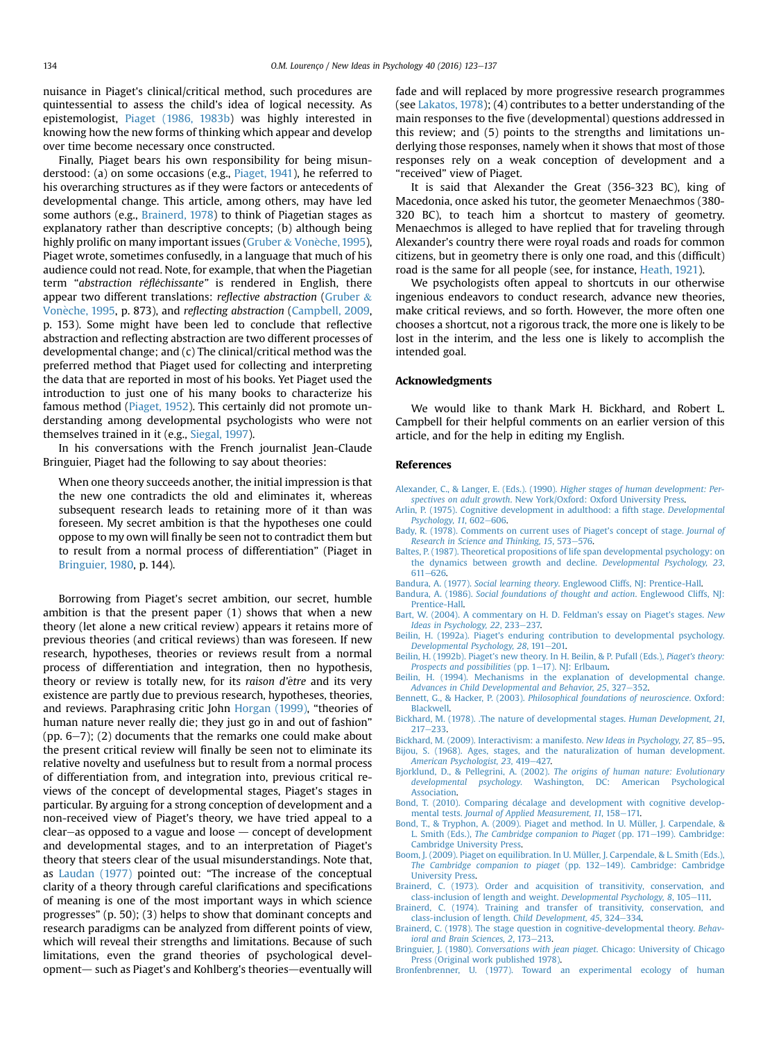nuisance in Piaget's clinical/critical method, such procedures are quintessential to assess the child's idea of logical necessity. As epistemologist, Piaget (1986, 1983b) was highly interested in knowing how the new forms of thinking which appear and develop over time become necessary once constructed.

Finally, Piaget bears his own responsibility for being misunderstood: (a) on some occasions (e.g., Piaget, 1941), he referred to his overarching structures as if they were factors or antecedents of developmental change. This article, among others, may have led some authors (e.g., Brainerd, 1978) to think of Piagetian stages as explanatory rather than descriptive concepts; (b) although being highly prolific on many important issues (Gruber & Vonèche, 1995), Piaget wrote, sometimes confusedly, in a language that much of his audience could not read. Note, for example, that when the Piagetian term "*abstraction réfléchissante*" is rendered in English, there appear two different translations: *reflective abstraction* (Gruber & Vonèche, 1995, p. 873), and *reflecting abstraction* (Campbell, 2009, p. 153). Some might have been led to conclude that reflective abstraction and reflecting abstraction are two different processes of developmental change; and (c) The clinical/critical method was the preferred method that Piaget used for collecting and interpreting the data that are reported in most of his books. Yet Piaget used the introduction to just one of his many books to characterize his famous method (Piaget, 1952). This certainly did not promote understanding among developmental psychologists who were not themselves trained in it (e.g., Siegal, 1997).

In his conversations with the French journalist Jean-Claude Bringuier, Piaget had the following to say about theories:

> When one theory succeeds another, the initial impression is that the new one contradicts the old and eliminates it, whereas subsequent research leads to retaining more of it than was foreseen. My secret ambition is that the hypotheses one could oppose to my own will finally be seen not to contradict them but to result from a normal process of differentiation" (Piaget in Bringuier, 1980, p. 144).

Borrowing from Piaget's secret ambition, our secret, humble ambition is that the present paper (1) shows that when a new theory (let alone a new critical review) appears it retains more of previous theories (and critical reviews) than was foreseen. If new research, hypotheses, theories or reviews result from a normal process of differentiation and integration, then no hypothesis, theory or review is totally new, for its *raison d'être* and its very existence are partly due to previous research, hypotheses, theories, and reviews. Paraphrasing critic John Horgan (1999), "theories of human nature never really die; they just go in and out of fashion" (pp. 6–7); (2) documents that the remarks one could make about the present critical review will finally be seen not to eliminate its relative novelty and usefulness but to result from a normal process of differentiation from, and integration into, previous critical reviews of the concept of developmental stages, Piaget's stages in particular. By arguing for a strong conception of development and a non-received view of Piaget's theory, we have tried appeal to a clear—as opposed to a vague and loose — concept of development and developmental stages, and to an interpretation of Piaget's theory that steers clear of the usual misunderstandings. Note that, as Laudan (1977) pointed out: "The increase of the conceptual clarity of a theory through careful clarifications and specifications of meaning is one of the most important ways in which science progresses" (p. 50); (3) helps to show that dominant concepts and research paradigms can be analyzed from different points of view, which will reveal their strengths and limitations. Because of such limitations, even the grand theories of psychological development— such as Piaget's and Kohlberg's theories—eventually will fade and will replaced by more progressive research programmes (see Lakatos, 1978); (4) contributes to a better understanding of the main responses to the five (developmental) questions addressed in this review; and (5) points to the strengths and limitations underlying those responses, namely when it shows that most of those responses rely on a weak conception of development and a "received" view of Piaget.

It is said that Alexander the Great (356-323 BC), king of Macedonia, once asked his tutor, the geometer Menaechmos (380-320 BC), to teach him a shortcut to mastery of geometry. Menaechmos is alleged to have replied that for traveling through Alexander's country there were royal roads and roads for common citizens, but in geometry there is only one road, and this (difficult) road is the same for all people (see, for instance, Heath, 1921).

We psychologists often appeal to shortcuts in our otherwise ingenious endeavors to conduct research, advance new theories, make critical reviews, and so forth. However, the more often one chooses a shortcut, not a rigorous track, the more one is likely to be lost in the interim, and the less one is likely to accomplish the intended goal.

## Acknowledgments

We would like to thank Mark H. Bickhard, and Robert L. Campbell for their helpful comments on an earlier version of this article, and for the help in editing my English.

## References

Alexander, C., & Langer, E. (Eds.). (1990). *Higher stages of human development: Perspectives on adult growth*. New York/Oxford: Oxford University Press.

Arlin, P. (1975). Cognitive development in adulthood: a fifth stage. *Developmental Psychology, 11*, 602–606.

Bady, R. (1978). Comments on current uses of Piaget's concept of stage. *Journal of Research in Science and Thinking, 15*, 573–576.

Baltes, P. (1987). Theoretical propositions of life span developmental psychology: on the dynamics between growth and decline. *Developmental Psychology, 23*, 611–626.

Bandura, A. (1977). *Social learning theory*. Englewood Cliffs, NJ: Prentice-Hall.

Bandura, A. (1986). *Social foundations of thought and action*. Englewood Cliffs, NJ: Prentice-Hall.

Bart, W. (2004). A commentary on H. D. Feldman's essay on Piaget's stages. *New Ideas in Psychology, 22*, 233–237.

Beilin, H. (1992a). Piaget's enduring contribution to developmental psychology. *Developmental Psychology, 28*, 191–201.

Beilin, H. (1992b). Piaget's new theory. In H. Beilin, & P. Pufall (Eds.), *Piaget's theory: Prospects and possibilities* (pp. 1–17). NJ: Erlbaum.

Beilin, H. (1994). Mechanisms in the explanation of developmental change. *Advances in Child Developmental and Behavior, 25*, 327–352.

Bennett, G., & Hacker, P. (2003). *Philosophical foundations of neuroscience*. Oxford: Blackwell.

Bickhard, M. (1978). .The nature of developmental stages. *Human Development, 21*, 217–233.

Bickhard, M. (2009). Interactivism: a manifesto. *New Ideas in Psychology, 27*, 85–95.

Bijou, S. (1968). Ages, stages, and the naturalization of human development. *American Psychologist, 23*, 419–427.

Bjorklund, D., & Pellegrini, A. (2002). *The origins of human nature: Evolutionary developmental psychology*. Washington, DC: American Psychological Association.

Bond, T. (2010). Comparing décalage and development with cognitive developmental tests. *Journal of Applied Measurement, 11*, 158–171.

Bond, T., & Tryphon, A. (2009). Piaget and method. In U. Müller, J. Carpendale, & L. Smith (Eds.), *The Cambridge companion to Piaget* (pp. 171–199). Cambridge: Cambridge University Press.

Boom, J. (2009). Piaget on equilibration. In U. Müller, J. Carpendale, & L. Smith (Eds.), *The Cambridge companion to piaget* (pp. 132–149). Cambridge: Cambridge University Press.

Brainerd, C. (1973). Order and acquisition of transitivity, conservation, and class-inclusion of length and weight. *Developmental Psychology, 8*, 105–111.

Brainerd, C. (1974). Training and transfer of transitivity, conservation, and class-inclusion of length. *Child Development, 45*, 324–334.

Brainerd, C. (1978). The stage question in cognitive-developmental theory. *Behavioral and Brain Sciences, 2*, 173–213.

Bringuier, J. (1980). *Conversations with jean piaget*. Chicago: University of Chicago Press (Original work published 1978).

Bronfenbrenner, U. (1977). Toward an experimental ecology of human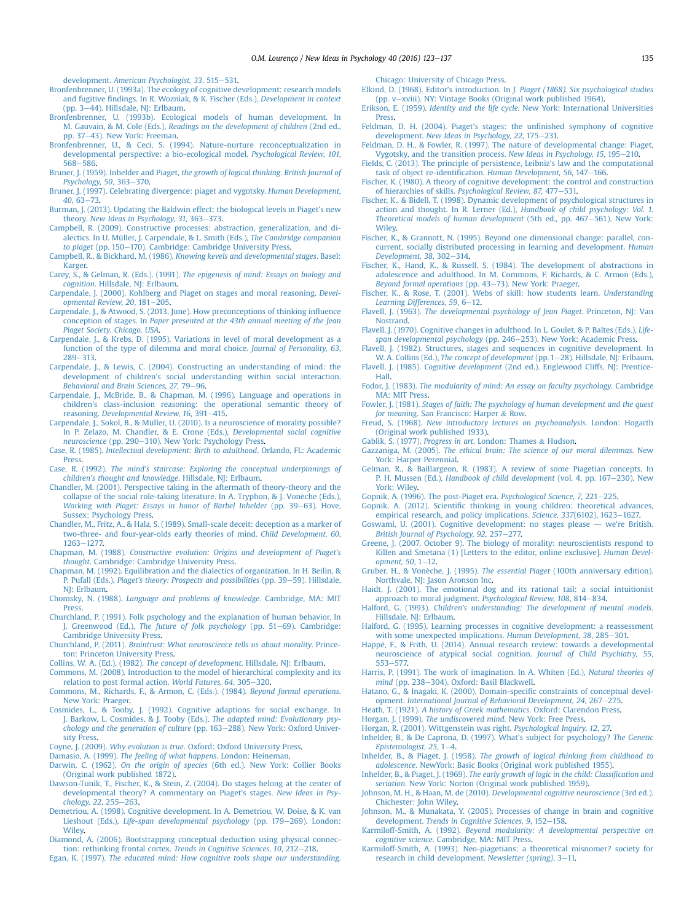development. *American Psychologist, 33*, 515–531.

Bronfenbrenner, U. (1993a). The ecology of cognitive development: research models and fugitive findings. In R. Wozniak, & K. Fischer (Eds.), *Development in context* (pp. 3–44). Hillsdale, NJ: Erlbaum.

Bronfenbrenner, U. (1993b). Ecological models of human development. In M. Gauvain, & M. Cole (Eds.), *Readings on the development of children* (2nd ed., pp. 37–43). New York: Freeman.

Bronfenbrenner, U., & Ceci, S. (1994). Nature-nurture reconceptualization in developmental perspective: a bio-ecological model. *Psychological Review, 101*, 568–586.

Bruner, J. (1959). Inhelder and Piaget, *the growth of logical thinking. British Journal of Psychology, 50*, 363–370.

Bruner, J. (1997). Celebrating divergence: piaget and vygotsky. *Human Development, 40*, 63–73.

Burman, J. (2013). Updating the Baldwin effect: the biological levels in Piaget's new theory. *New Ideas in Psychology, 31*, 363–373.

Campbell, R. (2009). Constructive processes: abstraction, generalization, and dialectics. In U. Müller, J. Carpendale, & L. Smith (Eds.), *The Cambridge companion to piaget* (pp. 150–170). Cambridge: Cambridge University Press.

Campbell, R., & Bickhard, M. (1986). *Knowing kevels and developmental stages*. Basel: Karger.

Carey, S., & Gelman, R. (Eds.). (1991). *The epigenesis of mind: Essays on biology and cognition*. Hillsdale, NJ: Erlbaum.

Carpendale, J. (2000). Kohlberg and Piaget on stages and moral reasoning. *Developmental Review, 20*, 181–205.

Carpendale, J., & Atwood, S. (2013, June). How preconceptions of thinking influence conception of stages. In *Paper presented at the 43th annual meeting of the Jean Piaget Society. Chicago, USA*.

Carpendale, J., & Krebs, D. (1995). Variations in level of moral development as a function of the type of dilemma and moral choice. *Journal of Personality, 63*, 289–313.

Carpendale, J., & Lewis, C. (2004). Constructing an understanding of mind: the development of children's social understanding within social interaction. *Behavioral and Brain Sciences, 27*, 79–96.

Carpendale, J., McBride, B., & Chapman, M. (1996). Language and operations in children's class-inclusion reasoning: the operational semantic theory of reasoning. *Developmental Review, 16*, 391–415.

Carpendale, J., Sokol, B., & Müller, U. (2010). Is a neuroscience of morality possible? In P. Zelazo, M. Chandler, & E. Crone (Eds.), *Developmental social cognitive neuroscience* (pp. 290–310). New York: Psychology Press.

Case, R. (1985). *Intellectual development: Birth to adulthood*. Orlando, FL: Academic Press.

Case, R. (1992). *The mind's staircase: Exploring the conceptual underpinnings of children's thought and knowledge*. Hillsdale, NJ: Erlbaum.

Chandler, M. (2001). Perspective taking in the aftermath of theory-theory and the collapse of the social role-taking literature. In A. Tryphon, & J. Vonèche (Eds.), *Working with Piaget: Essays in honor of Bärbel Inhelder* (pp. 39–63). Hove, Sussex: Psychology Press.

Chandler, M., Fritz, A., & Hala, S. (1989). Small-scale deceit: deception as a marker of two-three- and four-year-olds early theories of mind. *Child Development, 60*, 1263–1277.

Chapman, M. (1988). *Constructive evolution: Origins and development of Piaget's thought*. Cambridge: Cambridge University Press.

Chapman, M. (1992). Equilibration and the dialectics of organization. In H. Beilin, & P. Pufall (Eds.), *Piaget's theory: Prospects and possibilities* (pp. 39–59). Hillsdale, NJ: Erlbaum.

Chomsky, N. (1988). *Language and problems of knowledge*. Cambridge, MA: MIT Press.

Churchland, P. (1991). Folk psychology and the explanation of human behavior. In J. Greenwood (Ed.), *The future of folk psychology* (pp. 51–69). Cambridge: Cambridge University Press.

Churchland, P. (2011). *Braintrust: What neuroscience tells us about morality*. Princeton: Princeton University Press.

Collins, W. A. (Ed.). (1982). *The concept of development*. Hillsdale, NJ: Erlbaum.

Commons, M. (2008). Introduction to the model of hierarchical complexity and its relation to post formal action. *World Futures, 64*, 305–320.

Commons, M., Richards, F., & Armon, C. (Eds.). (1984). *Beyond formal operations*. New York: Praeger.

Cosmides, L., & Tooby, J. (1992). Cognitive adaptions for social exchange. In J. Barkow, L. Cosmides, & J. Tooby (Eds.), *The adapted mind: Evolutionary psychology and the generation of culture* (pp. 163–288). New York: Oxford University Press.

Coyne, J. (2009). *Why evolution is true*. Oxford: Oxford University Press.

Damasio, A. (1999). *The feeling of what happens*. London: Heineman.

Darwin, C. (1962). *On the origin of species* (6th ed.). New York: Collier Books (Original work published 1872).

Dawson-Tunik, T., Fischer, K., & Stein, Z. (2004). Do stages belong at the center of developmental theory? A commentary on Piaget's stages. *New Ideas in Psychology, 22*, 255–263.

Demetriou, A. (1998). Cognitive development. In A. Demetriou, W. Doise, & K. van Lieshout (Eds.), *Life-span developmental psychology* (pp. 179–269). London: Wiley.

Diamond, A. (2006). Bootstrapping conceptual deduction using physical connection: rethinking frontal cortex. *Trends in Cognitive Sciences, 10*, 212–218.

Egan, K. (1997). *The educated mind: How cognitive tools shape our understanding*. Chicago: University of Chicago Press.

Elkind, D. (1968). Editor's introduction. In *J. Piaget (1868). Six psychological studies* (pp. v–xviii). NY: Vintage Books (Original work published 1964).

Erikson, E. (1959). *Identity and the life cycle*. New York: International Universities Press.

Feldman, D. H. (2004). Piaget's stages: the unfinished symphony of cognitive development. *New Ideas in Psychology, 22*, 175–231.

Feldman, D. H., & Fowler, R. (1997). The nature of developmental change: Piaget, Vygotsky, and the transition process. *New Ideas in Psychology, 15*, 195–210.

Fields, C. (2013). The principle of persistence, Leibniz's law and the computational task of object re-identification. *Human Development, 56*, 147–166.

Fischer, K. (1980). A theory of cognitive development: the control and construction of hierarchies of skills. *Psychological Review, 87*, 477–531.

Fischer, K., & Bidell, T. (1998). Dynamic development of psychological structures in action and thought. In R. Lerner (Ed.), *Handbook of child psychology: Vol. 1. Theoretical models of human development* (5th ed., pp. 467–561). New York: Wiley.

Fischer, K., & Granott, N. (1995). Beyond one dimensional change: parallel, concurrent, socially distributed processing in learning and development. *Human Development, 38*, 302–314.

Fischer, K., Hand, K., & Russell, S. (1984). The development of abstractions in adolescence and adulthood. In M. Commons, F. Richards, & C. Armon (Eds.), *Beyond formal operations* (pp. 43–73). New York: Praeger.

Fischer, K., & Rose, T. (2001). Webs of skill: how students learn. *Understanding Learning Differences, 59*, 6–12.

Flavell, J. (1963). *The developmental psychology of Jean Piaget*. Princeton, NJ: Van Nostrand.

Flavell, J. (1970). Cognitive changes in adulthood. In L. Goulet, & P. Baltes (Eds.), *Life-span developmental psychology* (pp. 246–253). New York: Academic Press.

Flavell, J. (1982). Structures, stages and sequences in cognitive development. In W. A. Collins (Ed.), *The concept of development* (pp. 1–28). Hillsdale, NJ: Erlbaum.

Flavell, J. (1985). *Cognitive development* (2nd ed.). Englewood Cliffs, NJ: Prentice-Hall.

Fodor, J. (1983). *The modularity of mind: An essay on faculty psychology*. Cambridge MA: MIT Press.

Fowler, J. (1981). *Stages of faith: The psychology of human development and the quest for meaning*. San Francisco: Harper & Row.

Freud, S. (1968). *New introductory lectures on psychoanalysis*. London: Hogarth (Original work published 1933).

Gablik, S. (1977). *Progress in art*. London: Thames & Hudson.

Gazzaniga, M. (2005). *The ethical brain: The science of our moral dilemmas*. New York: Harper Perennial.

Gelman, R., & Baillargeon, R. (1983). A review of some Piagetian concepts. In P. H. Mussen (Ed.), *Handbook of child development* (vol. 4, pp. 167–230). New York: Wiley.

Gopnik, A. (1996). The post-Piaget era. *Psychological Science, 7*, 221–225.

Gopnik, A. (2012). Scientific thinking in young children: theoretical advances, empirical research, and policy implications. *Science, 337*(6102), 1623–1627.

Goswami, U. (2001). Cognitive development: no stages please — we're British. *British Journal of Psychology, 92*, 257–277.

Greene, J. (2007, October 9). The biology of morality: neuroscientists respond to Killen and Smetana (1) [Letters to the editor, online exclusive]. *Human Development, 50*, 1–12.

Gruber, H., & Vonèche, J. (1995). *The essential Piaget* (100th anniversary edition). Northvale, NJ: Jason Aronson Inc.

Haidt, J. (2001). The emotional dog and its rational tail: a social intuitionist approach to moral judgment. *Psychological Review, 108*, 814–834.

Halford, G. (1993). *Children's understanding: The development of mental models*. Hillsdale, NJ: Erlbaum.

Halford, G. (1995). Learning processes in cognitive development: a reassessment with some unexpected implications. *Human Development, 38*, 285–301.

Happé, F., & Frith, U. (2014). Annual research review: towards a developmental neuroscience of atypical social cognition. *Journal of Child Psychiatry, 55*, 553–577.

Harris, P. (1991). The work of imagination. In A. Whiten (Ed.), *Natural theories of mind* (pp. 238–304). Oxford: Basil Blackwell.

Hatano, G., & Inagaki, K. (2000). Domain-specific constraints of conceptual development. *International Journal of Behavioral Development, 24*, 267–275.

Heath, T. (1921). *A history of Greek mathematics*. Oxford: Clarendon Press.

Horgan, J. (1999). *The undiscovered mind*. New York: Free Press.

Horgan, R. (2001). Wittgenstein was right. *Psychological Inquiry, 12*, 27.

Inhelder, B., & De Caprona, D. (1997). What's subject for psychology? *The Genetic Epistemologist, 25*, 1–4.

Inhelder, B., & Piaget, J. (1958). *The growth of logical thinking from childhood to adolescence*. NewYork: Basic Books (Original work published 1955).

Inhelder, B., & Piaget, J. (1969). *The early growth of logic in the child: Classification and seriation*. New York: Norton (Original work published 1959).

Johnson, M. H., & Haan, M. de (2010). *Developmental cognitive neuroscience* (3rd ed.). Chichester: John Wiley.

Johnson, M., & Munakata, Y. (2005). Processes of change in brain and cognitive development. *Trends in Cognitive Sciences, 9*, 152–158.

Karmiloff-Smith, A. (1992). *Beyond modularity: A developmental perspective on cognitive science*. Cambridge, MA: MIT Press.

Karmiloff-Smith, A. (1993). Neo-piagetians: a theoretical misnomer? society for research in child development. *Newsletter (spring)*, 3–11.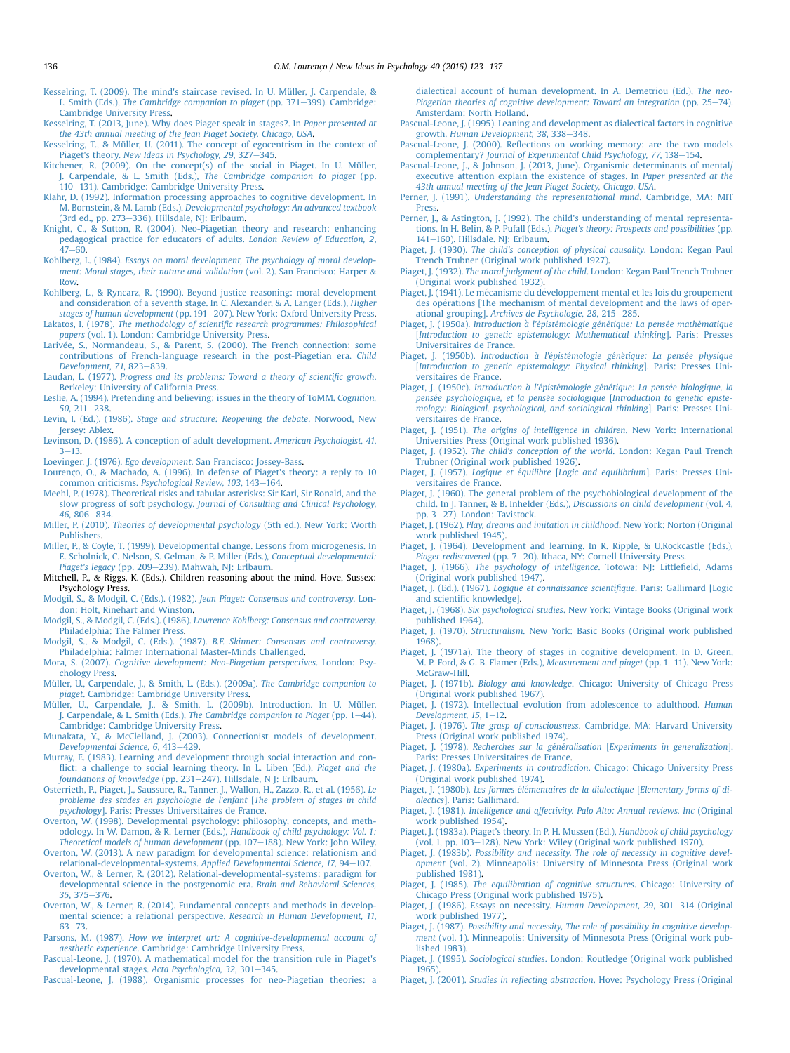Kesselring, T. (2009). The mind's staircase revised. In U. Müller, J. Carpendale, & L. Smith (Eds.), *The Cambridge companion to piaget* (pp. 371–399). Cambridge: Cambridge University Press.

Kesselring, T. (2013, June). Why does Piaget speak in stages?. In *Paper presented at the 43th annual meeting of the Jean Piaget Society. Chicago, USA*.

Kesselring, T., & Müller, U. (2011). The concept of egocentrism in the context of Piaget's theory. *New Ideas in Psychology, 29*, 327–345.

Kitchener, R. (2009). On the concept(s) of the social in Piaget. In U. Müller, J. Carpendale, & L. Smith (Eds.), *The Cambridge companion to piaget* (pp. 110–131). Cambridge: Cambridge University Press.

Klahr, D. (1992). Information processing approaches to cognitive development. In M. Bornstein, & M. Lamb (Eds.), *Developmental psychology: An advanced textbook* (3rd ed., pp. 273–336). Hillsdale, NJ: Erlbaum.

Knight, C., & Sutton, R. (2004). Neo-Piagetian theory and research: enhancing pedagogical practice for educators of adults. *London Review of Education, 2*, 47–60.

Kohlberg, L. (1984). *Essays on moral development, The psychology of moral development: Moral stages, their nature and validation* (vol. 2). San Francisco: Harper & Row.

Kohlberg, L., & Ryncarz, R. (1990). Beyond justice reasoning: moral development and consideration of a seventh stage. In C. Alexander, & A. Langer (Eds.), *Higher stages of human development* (pp. 191–207). New York: Oxford University Press.

Lakatos, I. (1978). *The methodology of scientific research programmes: Philosophical papers* (vol. 1). London: Cambridge University Press.

Larivée, S., Normandeau, S., & Parent, S. (2000). The French connection: some contributions of French-language research in the post-Piagetian era. *Child Development, 71*, 823–839.

Laudan, L. (1977). *Progress and its problems: Toward a theory of scientific growth*. Berkeley: University of California Press.

Leslie, A. (1994). Pretending and believing: issues in the theory of ToMM. *Cognition, 50*, 211–238.

Levin, I. (Ed.). (1986). *Stage and structure: Reopening the debate*. Norwood, New Jersey: Ablex.

Levinson, D. (1986). A conception of adult development. *American Psychologist, 41*, 3–13.

Loevinger, J. (1976). *Ego development*. San Francisco: Jossey-Bass.

Lourenço, O., & Machado, A. (1996). In defense of Piaget's theory: a reply to 10 common criticisms. *Psychological Review, 103*, 143–164.

Meehl, P. (1978). Theoretical risks and tabular asterisks: Sir Karl, Sir Ronald, and the slow progress of soft psychology. *Journal of Consulting and Clinical Psychology, 46*, 806–834.

Miller, P. (2010). *Theories of developmental psychology* (5th ed.). New York: Worth Publishers.

Miller, P., & Coyle, T. (1999). Developmental change. Lessons from microgenesis. In E. Scholnick, C. Nelson, S. Gelman, & P. Miller (Eds.), *Conceptual developmental: Piaget's legacy* (pp. 209–239). Mahwah, NJ: Erlbaum.

Mitchell, P., & Riggs, K. (Eds.). Children reasoning about the mind. Hove, Sussex: Psychology Press.

Modgil, S., & Modgil, C. (Eds.). (1982). *Jean Piaget: Consensus and controversy*. London: Holt, Rinehart and Winston.

Modgil, S., & Modgil, C. (Eds.). (1986). *Lawrence Kohlberg: Consensus and controversy*. Philadelphia: The Falmer Press.

Modgil, S., & Modgil, C. (Eds.). (1987). *B.F. Skinner: Consensus and controversy*. Philadelphia: Falmer International Master-Minds Challenged.

Mora, S. (2007). *Cognitive development: Neo-Piagetian perspectives*. London: Psychology Press.

Müller, U., Carpendale, J., & Smith, L. (Eds.). (2009a). *The Cambridge companion to piaget*. Cambridge: Cambridge University Press.

Müller, U., Carpendale, J., & Smith, L. (2009b). Introduction. In U. Müller, J. Carpendale, & L. Smith (Eds.), *The Cambridge companion to Piaget* (pp. 1–44). Cambridge: Cambridge University Press.

Munakata, Y., & McClelland, J. (2003). Connectionist models of development. *Developmental Science, 6*, 413–429.

Murray, E. (1983). Learning and development through social interaction and conflict: a challenge to social learning theory. In L. Liben (Ed.), *Piaget and the foundations of knowledge* (pp. 231–247). Hillsdale, N J: Erlbaum.

Osterrieth, P., Piaget, J., Saussure, R., Tanner, J., Wallon, H., Zazzo, R., et al. (1956). *Le problème des stades en psychologie de l'enfant* [*The problem of stages in child psychology*]. Paris: Presses Universitaires de France.

Overton, W. (1998). Developmental psychology: philosophy, concepts, and methodology. In W. Damon, & R. Lerner (Eds.), *Handbook of child psychology: Vol. 1: Theoretical models of human development* (pp. 107–188). New York: John Wiley.

Overton, W. (2013). A new paradigm for developmental science: relationism and relational-developmental-systems. *Applied Developmental Science, 17*, 94–107.

Overton, W., & Lerner, R. (2012). Relational-developmental-systems: paradigm for developmental science in the postgenomic era. *Brain and Behavioral Sciences, 35*, 375–376.

Overton, W., & Lerner, R. (2014). Fundamental concepts and methods in developmental science: a relational perspective. *Research in Human Development, 11*, 63–73.

Parsons, M. (1987). *How we interpret art: A cognitive-developmental account of aesthetic experience*. Cambridge: Cambridge University Press.

Pascual-Leone, J. (1970). A mathematical model for the transition rule in Piaget's developmental stages. *Acta Psychologica, 32*, 301–345.

Pascual-Leone, J. (1988). Organismic processes for neo-Piagetian theories: a dialectical account of human development. In A. Demetriou (Ed.), *The neo-Piagetian theories of cognitive development: Toward an integration* (pp. 25–74). Amsterdam: North Holland.

Pascual-Leone, J. (1995). Leaning and development as dialectical factors in cognitive growth. *Human Development, 38*, 338–348.

Pascual-Leone, J. (2000). Reflections on working memory: are the two models complementary? *Journal of Experimental Child Psychology, 77*, 138–154.

Pascual-Leone, J., & Johnson, J. (2013, June). Organismic determinants of mental/executive attention explain the existence of stages. In *Paper presented at the 43th annual meeting of the Jean Piaget Society, Chicago, USA*.

Perner, J. (1991). *Understanding the representational mind*. Cambridge, MA: MIT Press.

Perner, J., & Astington, J. (1992). The child's understanding of mental representations. In H. Belin, & P. Pufall (Eds.), *Piaget's theory: Prospects and possibilities* (pp. 141–160). Hillsdale. NJ: Erlbaum.

Piaget, J. (1930). *The child's conception of physical causality*. London: Kegan Paul Trench Trubner (Original work published 1927).

Piaget, J. (1932). *The moral judgment of the child*. London: Kegan Paul Trench Trubner (Original work published 1932).

Piaget, J. (1941). Le mécanisme du développement mental et les lois du groupement des opérations [The mechanism of mental development and the laws of operational grouping]. *Archives de Psychologie, 28*, 215–285.

Piaget, J. (1950a). *Introduction à l'épistémologie génétique: La pensée mathématique* [*Introduction to genetic epistemology: Mathematical thinking*]. Paris: Presses Universitaires de France.

Piaget, J. (1950b). *Introduction à l'épistémologie génètique: La pensée physique* [*Introduction to genetic epistemology: Physical thinking*]. Paris: Presses Universitaires de France.

Piaget, J. (1950c). *Introduction à l'épistémologie génétique: La pensée biologique, la pensée psychologique, et la pensée sociologique* [*Introduction to genetic epistemology: Biological, psychological, and sociological thinking*]. Paris: Presses Universitaires de France.

Piaget, J. (1951). *The origins of intelligence in children*. New York: International Universities Press (Original work published 1936).

Piaget, J. (1952). *The child's conception of the world*. London: Kegan Paul Trench Trubner (Original work published 1926).

Piaget, J. (1957). *Logique et équilibre* [*Logic and equilibrium*]. Paris: Presses Universitaires de France.

Piaget, J. (1960). The general problem of the psychobiological development of the child. In J. Tanner, & B. Inhelder (Eds.), *Discussions on child development* (vol. 4, pp. 3–27). London: Tavistock.

Piaget, J. (1962). *Play, dreams and imitation in childhood*. New York: Norton (Original work published 1945).

Piaget, J. (1964). Development and learning. In R. Ripple, & U.Rockcastle (Eds.), *Piaget rediscovered* (pp. 7–20). Ithaca, NY: Cornell University Press.

Piaget, J. (1966). *The psychology of intelligence*. Totowa: NJ: Littlefield, Adams (Original work published 1947).

Piaget, J. (Ed.). (1967). *Logique et connaissance scientifique*. Paris: Gallimard [Logic and scientific knowledge].

Piaget, J. (1968). *Six psychological studies*. New York: Vintage Books (Original work published 1964).

Piaget, J. (1970). *Structuralism*. New York: Basic Books (Original work published 1968).

Piaget, J. (1971a). The theory of stages in cognitive development. In D. Green, M. P. Ford, & G. B. Flamer (Eds.), *Measurement and piaget* (pp. 1–11). New York: McGraw-Hill.

Piaget, J. (1971b). *Biology and knowledge*. Chicago: University of Chicago Press (Original work published 1967).

Piaget, J. (1972). Intellectual evolution from adolescence to adulthood. *Human Development, 15*, 1–12.

Piaget, J. (1976). *The grasp of consciousness*. Cambridge, MA: Harvard University Press (Original work published 1974).

Piaget, J. (1978). *Recherches sur la généralisation* [*Experiments in generalization*]. Paris: Presses Universitaires de France.

Piaget, J. (1980a). *Experiments in contradiction*. Chicago: Chicago University Press (Original work published 1974).

Piaget, J. (1980b). *Les formes élémentaires de la dialectique* [*Elementary forms of dialectics*]. Paris: Gallimard.

Piaget, J. (1981). *Intelligence and affectivity. Palo Alto: Annual reviews, Inc* (Original work published 1954).

Piaget, J. (1983a). Piaget's theory. In P. H. Mussen (Ed.), *Handbook of child psychology* (vol. 1, pp. 103–128). New York: Wiley (Original work published 1970).

Piaget, J. (1983b). *Possibility and necessity, The role of necessity in cognitive development* (vol. 2). Minneapolis: University of Minnesota Press (Original work published 1981).

Piaget, J. (1985). *The equilibration of cognitive structures*. Chicago: University of Chicago Press (Original work published 1975).

Piaget, J. (1986). Essays on necessity. *Human Development, 29*, 301–314 (Original work published 1977).

Piaget, J. (1987). *Possibility and necessity, The role of possibility in cognitive development* (vol. 1). Minneapolis: University of Minnesota Press (Original work published 1983).

Piaget, J. (1995). *Sociological studies*. London: Routledge (Original work published 1965).

Piaget, J. (2001). *Studies in reflecting abstraction*. Hove: Psychology Press (Original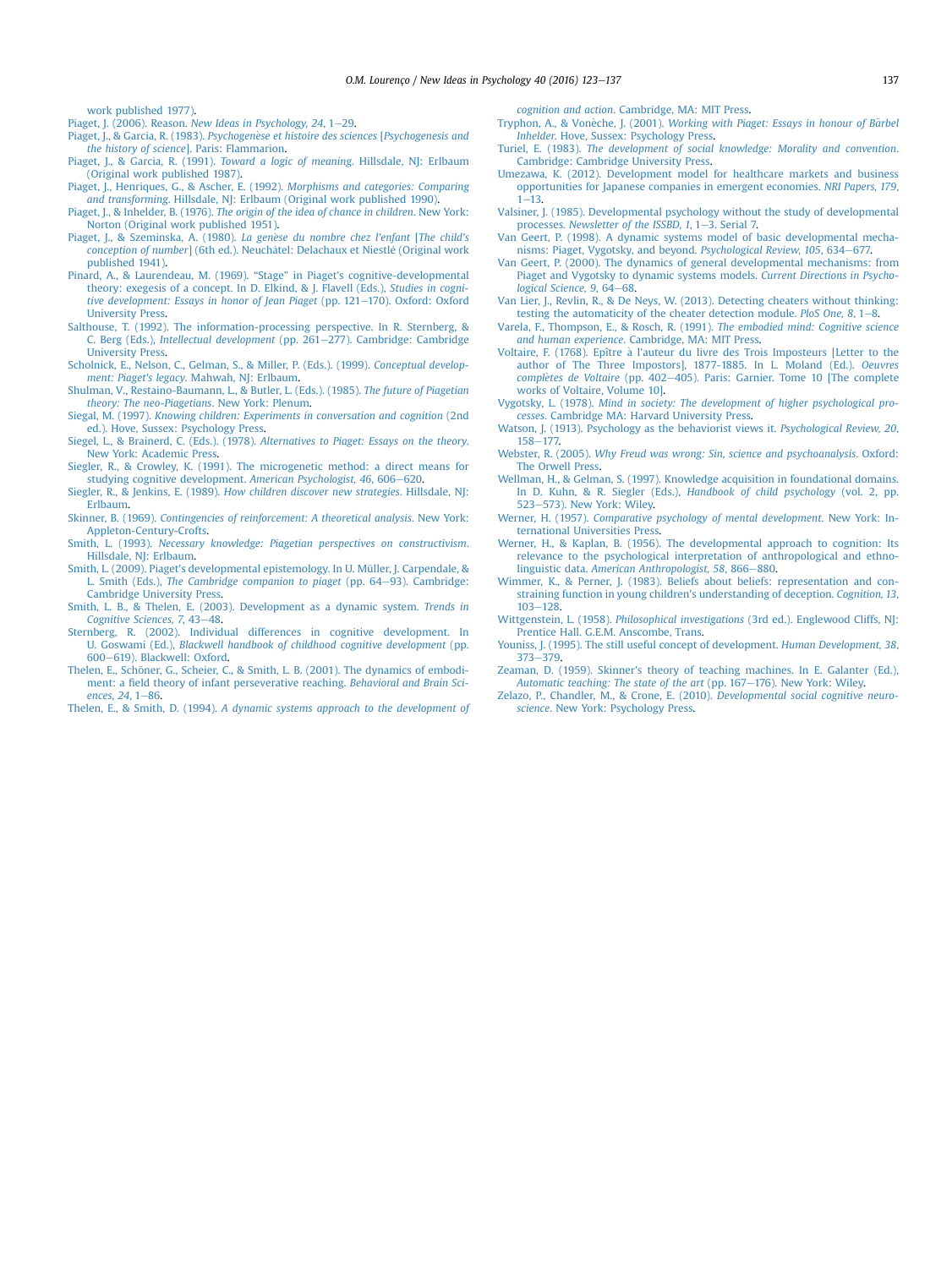work published 1977).

Piaget, J. (2006). Reason. *New Ideas in Psychology, 24*, 1–29.

Piaget, J., & Garcia, R. (1983). *Psychogenèse et histoire des sciences* [*Psychogenesis and the history of science*]. Paris: Flammarion.

Piaget, J., & Garcia, R. (1991). *Toward a logic of meaning*. Hillsdale, NJ: Erlbaum (Original work published 1987).

Piaget, J., Henriques, G., & Ascher, E. (1992). *Morphisms and categories: Comparing and transforming*. Hillsdale, NJ: Erlbaum (Original work published 1990).

Piaget, J., & Inhelder, B. (1976). *The origin of the idea of chance in children*. New York: Norton (Original work published 1951).

Piaget, J., & Szeminska, A. (1980). *La genèse du nombre chez l'enfant* [*The child's conception of number*] (6th ed.). Neuchâtel: Delachaux et Niestlé (Original work published 1941).

Pinard, A., & Laurendeau, M. (1969). "Stage" in Piaget's cognitive-developmental theory: exegesis of a concept. In D. Elkind, & J. Flavell (Eds.), *Studies in cognitive development: Essays in honor of Jean Piaget* (pp. 121–170). Oxford: Oxford University Press.

Salthouse, T. (1992). The information-processing perspective. In R. Sternberg, & C. Berg (Eds.), *Intellectual development* (pp. 261–277). Cambridge: Cambridge University Press.

Scholnick, E., Nelson, C., Gelman, S., & Miller, P. (Eds.). (1999). *Conceptual development: Piaget's legacy*. Mahwah, NJ: Erlbaum.

Shulman, V., Restaino-Baumann, L., & Butler, L. (Eds.). (1985). *The future of Piagetian theory: The neo-Piagetians*. New York: Plenum.

Siegal, M. (1997). *Knowing children: Experiments in conversation and cognition* (2nd ed.). Hove, Sussex: Psychology Press.

Siegel, L., & Brainerd, C. (Eds.). (1978). *Alternatives to Piaget: Essays on the theory*. New York: Academic Press.

Siegler, R., & Crowley, K. (1991). The microgenetic method: a direct means for studying cognitive development. *American Psychologist, 46*, 606–620.

Siegler, R., & Jenkins, E. (1989). *How children discover new strategies*. Hillsdale, NJ: Erlbaum.

Skinner, B. (1969). *Contingencies of reinforcement: A theoretical analysis*. New York: Appleton-Century-Crofts.

Smith, L. (1993). *Necessary knowledge: Piagetian perspectives on constructivism*. Hillsdale, NJ: Erlbaum.

Smith, L. (2009). Piaget's developmental epistemology. In U. Müller, J. Carpendale, & L. Smith (Eds.), *The Cambridge companion to piaget* (pp. 64–93). Cambridge: Cambridge University Press.

Smith, L. B., & Thelen, E. (2003). Development as a dynamic system. *Trends in Cognitive Sciences, 7*, 43–48.

Sternberg, R. (2002). Individual differences in cognitive development. In U. Goswami (Ed.), *Blackwell handbook of childhood cognitive development* (pp. 600–619). Blackwell: Oxford.

Thelen, E., Schöner, G., Scheier, C., & Smith, L. B. (2001). The dynamics of embodiment: a field theory of infant perseverative reaching. *Behavioral and Brain Sciences, 24*, 1–86.

Thelen, E., & Smith, D. (1994). *A dynamic systems approach to the development of cognition and action*. Cambridge, MA: MIT Press.

Tryphon, A., & Vonèche, J. (2001). *Working with Piaget: Essays in honour of Bärbel Inhelder*. Hove, Sussex: Psychology Press.

Turiel, E. (1983). *The development of social knowledge: Morality and convention*. Cambridge: Cambridge University Press.

Umezawa, K. (2012). Development model for healthcare markets and business opportunities for Japanese companies in emergent economies. *NRI Papers, 179*, 1–13.

Valsiner, J. (1985). Developmental psychology without the study of developmental processes. *Newsletter of the ISSBD, 1*, 1–3. Serial 7.

Van Geert, P. (1998). A dynamic systems model of basic developmental mechanisms: Piaget, Vygotsky, and beyond. *Psychological Review, 105*, 634–677.

Van Geert, P. (2000). The dynamics of general developmental mechanisms: from Piaget and Vygotsky to dynamic systems models. *Current Directions in Psychological Science, 9*, 64–68.

Van Lier, J., Revlin, R., & De Neys, W. (2013). Detecting cheaters without thinking: testing the automaticity of the cheater detection module. *PloS One, 8*, 1–8.

Varela, F., Thompson, E., & Rosch, R. (1991). *The embodied mind: Cognitive science and human experience*. Cambridge, MA: MIT Press.

Voltaire, F. (1768). Epître à l'auteur du livre des Trois Imposteurs [Letter to the author of The Three Impostors], 1877-1885. In L. Moland (Ed.). *Oeuvres complètes de Voltaire* (pp. 402–405). Paris: Garnier. Tome 10 [The complete works of Voltaire, Volume 10].

Vygotsky, L. (1978). *Mind in society: The development of higher psychological processes*. Cambridge MA: Harvard University Press.

Watson, J. (1913). Psychology as the behaviorist views it. *Psychological Review, 20*, 158–177.

Webster, R. (2005). *Why Freud was wrong: Sin, science and psychoanalysis*. Oxford: The Orwell Press.

Wellman, H., & Gelman, S. (1997). Knowledge acquisition in foundational domains. In D. Kuhn, & R. Siegler (Eds.), *Handbook of child psychology* (vol. 2, pp. 523–573). New York: Wiley.

Werner, H. (1957). *Comparative psychology of mental development*. New York: International Universities Press.

Werner, H., & Kaplan, B. (1956). The developmental approach to cognition: Its relevance to the psychological interpretation of anthropological and ethnolinguistic data. *American Anthropologist, 58*, 866–880.

Wimmer, K., & Perner, J. (1983). Beliefs about beliefs: representation and constraining function in young children's understanding of deception. *Cognition, 13*, 103–128.

Wittgenstein, L. (1958). *Philosophical investigations* (3rd ed.). Englewood Cliffs, NJ: Prentice Hall. G.E.M. Anscombe, Trans.

Youniss, J. (1995). The still useful concept of development. *Human Development, 38*, 373–379.

Zeaman, D. (1959). Skinner's theory of teaching machines. In E. Galanter (Ed.), *Automatic teaching: The state of the art* (pp. 167–176). New York: Wiley.

Zelazo, P., Chandler, M., & Crone, E. (2010). *Developmental social cognitive neuroscience*. New York: Psychology Press.